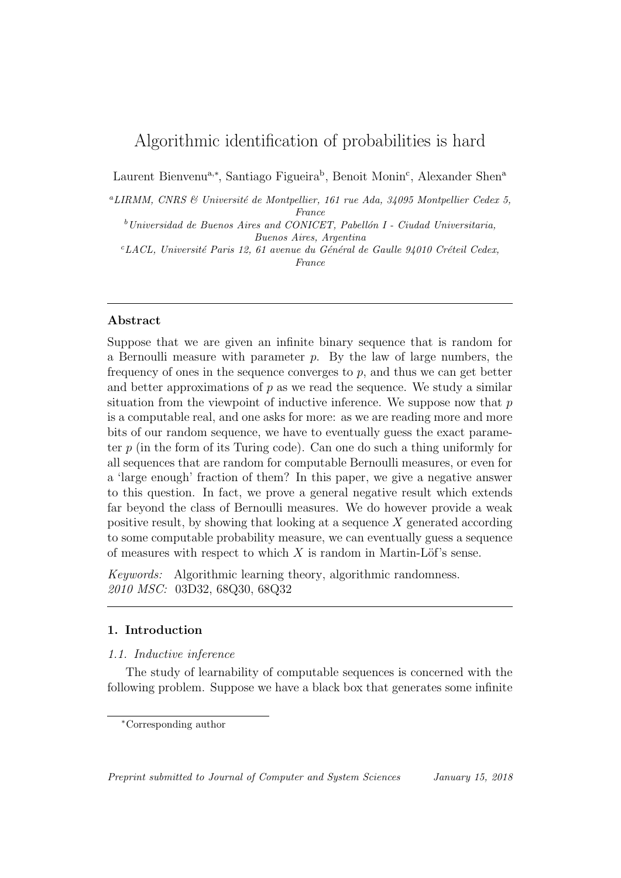# Algorithmic identification of probabilities is hard

Laurent Bienvenu[a,*], Santiago Figueira[b], Benoit Monin[c], Alexander Shen[a]

[a] *LIRMM, CNRS & Université de Montpellier, 161 rue Ada, 34095 Montpellier Cedex 5, France*

[b] *Universidad de Buenos Aires and CONICET, Pabellón I - Ciudad Universitaria, Buenos Aires, Argentina*

[c] *LACL, Université Paris 12, 61 avenue du Général de Gaulle 94010 Créteil Cedex, France*

---

### Abstract

Suppose that we are given an infinite binary sequence that is random for a Bernoulli measure with parameter $p$. By the law of large numbers, the frequency of ones in the sequence converges to $p$, and thus we can get better and better approximations of $p$ as we read the sequence. We study a similar situation from the viewpoint of inductive inference. We suppose now that $p$ is a computable real, and one asks for more: as we are reading more and more bits of our random sequence, we have to eventually guess the exact parameter $p$ (in the form of its Turing code). Can one do such a thing uniformly for all sequences that are random for computable Bernoulli measures, or even for a 'large enough' fraction of them? In this paper, we give a negative answer to this question. In fact, we prove a general negative result which extends far beyond the class of Bernoulli measures. We do however provide a weak positive result, by showing that looking at a sequence $X$ generated according to some computable probability measure, we can eventually guess a sequence of measures with respect to which $X$ is random in Martin-Löf's sense.

*Keywords:* Algorithmic learning theory, algorithmic randomness.
*2010 MSC:* 03D32, 68Q30, 68Q32

---

## 1. Introduction

### 1.1. Inductive inference

The study of learnability of computable sequences is concerned with the following problem. Suppose we have a black box that generates some infinite

---

*Corresponding author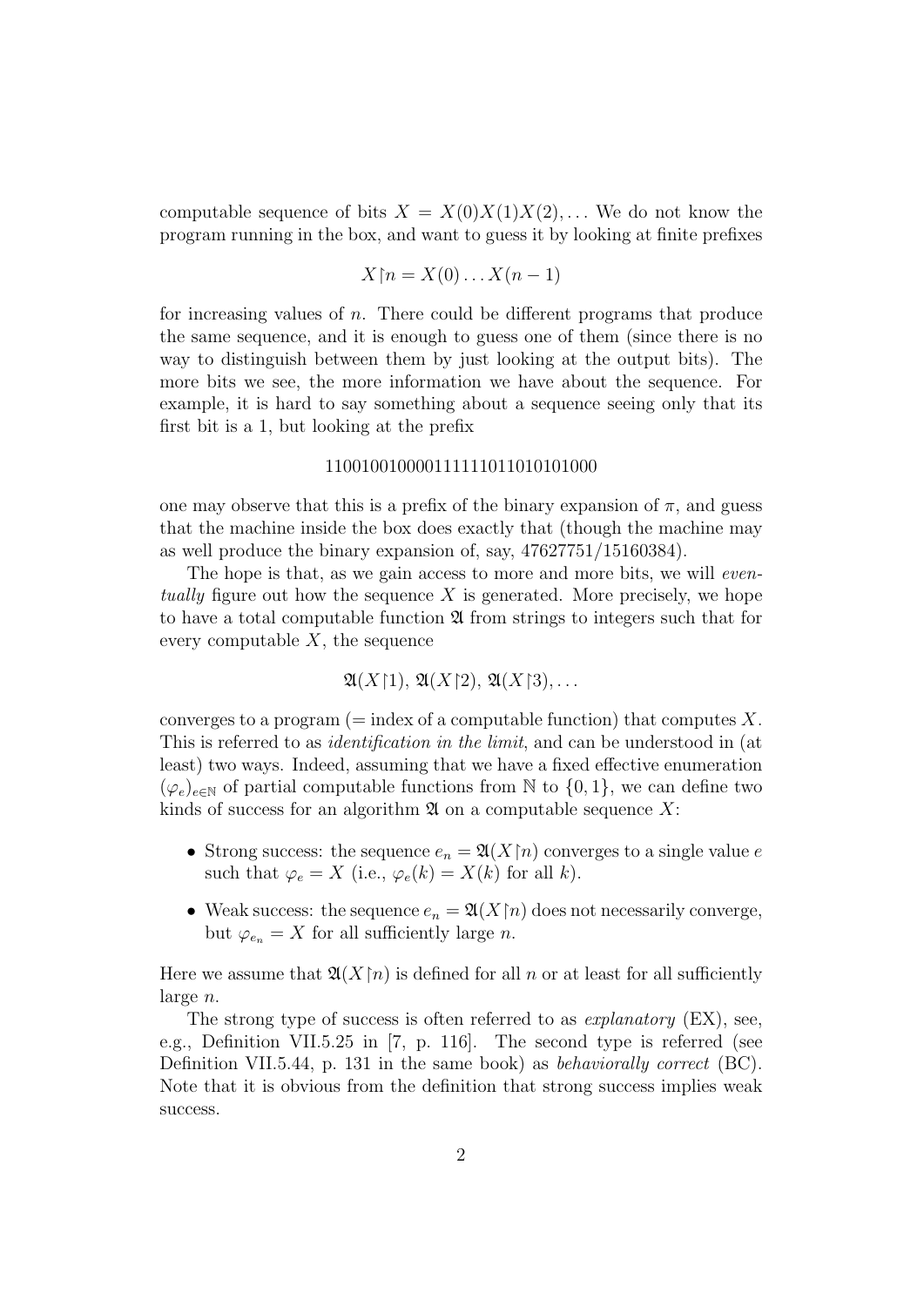computable sequence of bits $X = X(0)X(1)X(2), \ldots$ We do not know the program running in the box, and want to guess it by looking at finite prefixes

$$X{\upharpoonright}n = X(0) \ldots X(n-1)$$

for increasing values of $n$. There could be different programs that produce the same sequence, and it is enough to guess one of them (since there is no way to distinguish between them by just looking at the output bits). The more bits we see, the more information we have about the sequence. For example, it is hard to say something about a sequence seeing only that its first bit is a 1, but looking at the prefix

$$110010010000111111011010101000$$

one may observe that this is a prefix of the binary expansion of $\pi$, and guess that the machine inside the box does exactly that (though the machine may as well produce the binary expansion of, say, $47627751/15160384$).

The hope is that, as we gain access to more and more bits, we will *eventually* figure out how the sequence $X$ is generated. More precisely, we hope to have a total computable function $\mathfrak{A}$ from strings to integers such that for every computable $X$, the sequence

$$\mathfrak{A}(X{\upharpoonright}1),\ \mathfrak{A}(X{\upharpoonright}2),\ \mathfrak{A}(X{\upharpoonright}3), \ldots$$

converges to a program (= index of a computable function) that computes $X$. This is referred to as *identification in the limit*, and can be understood in (at least) two ways. Indeed, assuming that we have a fixed effective enumeration $(\varphi_e)_{e \in \mathbb{N}}$ of partial computable functions from $\mathbb{N}$ to $\{0, 1\}$, we can define two kinds of success for an algorithm $\mathfrak{A}$ on a computable sequence $X$:

- Strong success: the sequence $e_n = \mathfrak{A}(X{\upharpoonright}n)$ converges to a single value $e$ such that $\varphi_e = X$ (i.e., $\varphi_e(k) = X(k)$ for all $k$).
- Weak success: the sequence $e_n = \mathfrak{A}(X{\upharpoonright}n)$ does not necessarily converge, but $\varphi_{e_n} = X$ for all sufficiently large $n$.

Here we assume that $\mathfrak{A}(X{\upharpoonright}n)$ is defined for all $n$ or at least for all sufficiently large $n$.

The strong type of success is often referred to as *explanatory* (EX), see, e.g., Definition VII.5.25 in [7, p. 116]. The second type is referred (see Definition VII.5.44, p. 131 in the same book) as *behaviorally correct* (BC). Note that it is obvious from the definition that strong success implies weak success.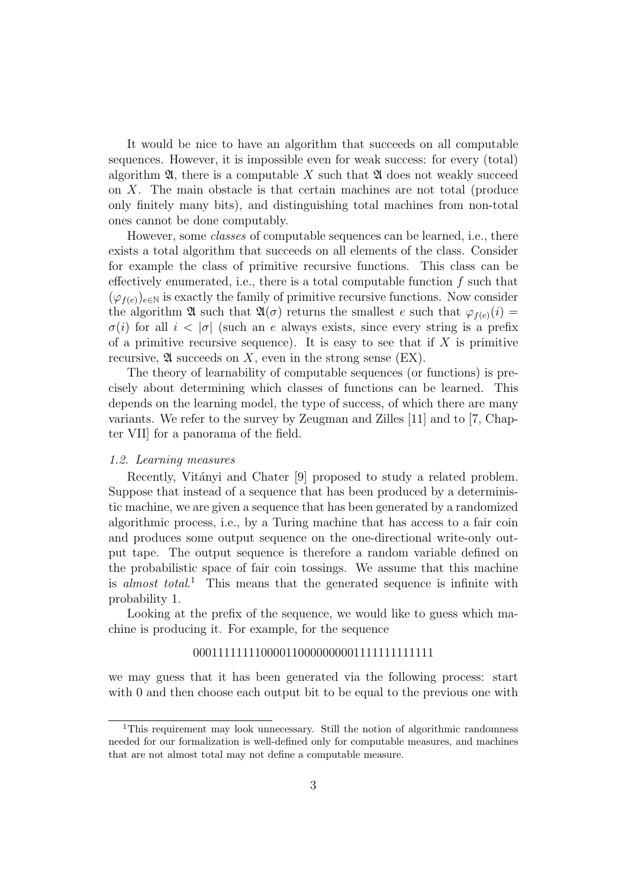It would be nice to have an algorithm that succeeds on all computable sequences. However, it is impossible even for weak success: for every (total) algorithm $\mathfrak{A}$, there is a computable $X$ such that $\mathfrak{A}$ does not weakly succeed on $X$. The main obstacle is that certain machines are not total (produce only finitely many bits), and distinguishing total machines from non-total ones cannot be done computably.

However, some *classes* of computable sequences can be learned, i.e., there exists a total algorithm that succeeds on all elements of the class. Consider for example the class of primitive recursive functions. This class can be effectively enumerated, i.e., there is a total computable function $f$ such that $(\varphi_{f(e)})_{e\in\mathbb{N}}$ is exactly the family of primitive recursive functions. Now consider the algorithm $\mathfrak{A}$ such that $\mathfrak{A}(\sigma)$ returns the smallest $e$ such that $\varphi_{f(e)}(i) = \sigma(i)$ for all $i < |\sigma|$ (such an $e$ always exists, since every string is a prefix of a primitive recursive sequence). It is easy to see that if $X$ is primitive recursive, $\mathfrak{A}$ succeeds on $X$, even in the strong sense (EX).

The theory of learnability of computable sequences (or functions) is precisely about determining which classes of functions can be learned. This depends on the learning model, the type of success, of which there are many variants. We refer to the survey by Zeugman and Zilles [11] and to [7, Chapter VII] for a panorama of the field.

### 1.2. Learning measures

Recently, Vitányi and Chater [9] proposed to study a related problem. Suppose that instead of a sequence that has been produced by a deterministic machine, we are given a sequence that has been generated by a randomized algorithmic process, i.e., by a Turing machine that has access to a fair coin and produces some output sequence on the one-directional write-only output tape. The output sequence is therefore a random variable defined on the probabilistic space of fair coin tossings. We assume that this machine is *almost total*.[1] This means that the generated sequence is infinite with probability 1.

Looking at the prefix of the sequence, we would like to guess which machine is producing it. For example, for the sequence

$$0001111111100001100000000011111111111$$

we may guess that it has been generated via the following process: start with 0 and then choose each output bit to be equal to the previous one with

[1] This requirement may look unnecessary. Still the notion of algorithmic randomness needed for our formalization is well-defined only for computable measures, and machines that are not almost total may not define a computable measure.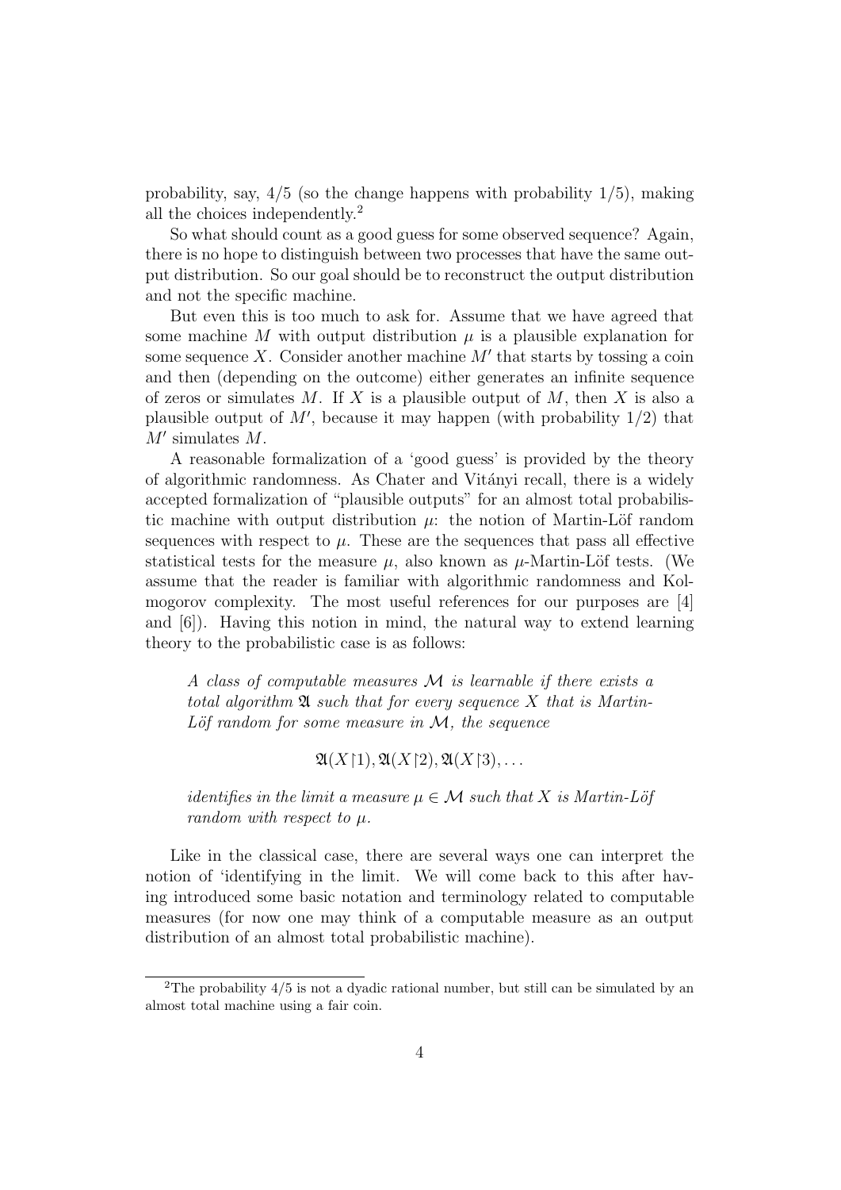probability, say, 4/5 (so the change happens with probability 1/5), making all the choices independently.[2]

So what should count as a good guess for some observed sequence? Again, there is no hope to distinguish between two processes that have the same output distribution. So our goal should be to reconstruct the output distribution and not the specific machine.

But even this is too much to ask for. Assume that we have agreed that some machine $M$ with output distribution $\mu$ is a plausible explanation for some sequence $X$. Consider another machine $M'$ that starts by tossing a coin and then (depending on the outcome) either generates an infinite sequence of zeros or simulates $M$. If $X$ is a plausible output of $M$, then $X$ is also a plausible output of $M'$, because it may happen (with probability 1/2) that $M'$ simulates $M$.

A reasonable formalization of a 'good guess' is provided by the theory of algorithmic randomness. As Chater and Vitányi recall, there is a widely accepted formalization of "plausible outputs" for an almost total probabilistic machine with output distribution $\mu$: the notion of Martin-Löf random sequences with respect to $\mu$. These are the sequences that pass all effective statistical tests for the measure $\mu$, also known as $\mu$-Martin-Löf tests. (We assume that the reader is familiar with algorithmic randomness and Kolmogorov complexity. The most useful references for our purposes are [4] and [6]). Having this notion in mind, the natural way to extend learning theory to the probabilistic case is as follows:

> *A class of computable measures $\mathcal{M}$ is learnable if there exists a total algorithm $\mathfrak{A}$ such that for every sequence $X$ that is Martin-Löf random for some measure in $\mathcal{M}$, the sequence*
>
> $$\mathfrak{A}(X{\upharpoonright}1), \mathfrak{A}(X{\upharpoonright}2), \mathfrak{A}(X{\upharpoonright}3), \ldots$$
>
> *identifies in the limit a measure $\mu \in \mathcal{M}$ such that $X$ is Martin-Löf random with respect to $\mu$.*

Like in the classical case, there are several ways one can interpret the notion of 'identifying in the limit. We will come back to this after having introduced some basic notation and terminology related to computable measures (for now one may think of a computable measure as an output distribution of an almost total probabilistic machine).

---

[2] The probability 4/5 is not a dyadic rational number, but still can be simulated by an almost total machine using a fair coin.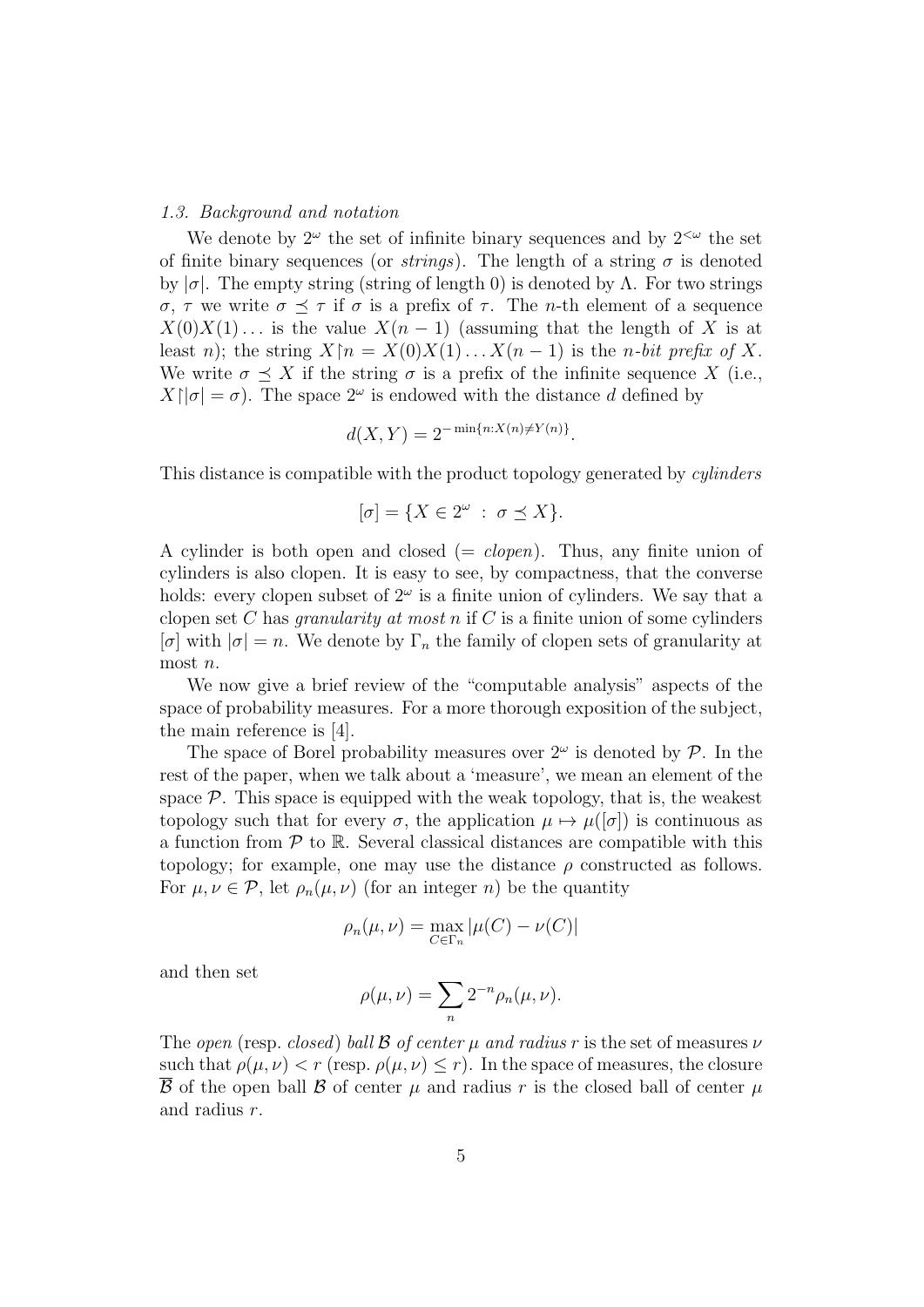### 1.3. Background and notation

We denote by $2^\omega$ the set of infinite binary sequences and by $2^{<\omega}$ the set of finite binary sequences (or *strings*). The length of a string $\sigma$ is denoted by $|\sigma|$. The empty string (string of length 0) is denoted by $\Lambda$. For two strings $\sigma$, $\tau$ we write $\sigma \preceq \tau$ if $\sigma$ is a prefix of $\tau$. The $n$-th element of a sequence $X(0)X(1)\dots$ is the value $X(n-1)$ (assuming that the length of $X$ is at least $n$); the string $X{\restriction}n = X(0)X(1)\dots X(n-1)$ is the *$n$-bit prefix of $X$*. We write $\sigma \preceq X$ if the string $\sigma$ is a prefix of the infinite sequence $X$ (i.e., $X{\restriction}|\sigma| = \sigma$). The space $2^\omega$ is endowed with the distance $d$ defined by

$$d(X,Y) = 2^{-\min\{n : X(n) \neq Y(n)\}}.$$

This distance is compatible with the product topology generated by *cylinders*

$$[\sigma] = \{X \in 2^\omega \ : \ \sigma \preceq X\}.$$

A cylinder is both open and closed (= *clopen*). Thus, any finite union of cylinders is also clopen. It is easy to see, by compactness, that the converse holds: every clopen subset of $2^\omega$ is a finite union of cylinders. We say that a clopen set $C$ has *granularity at most $n$* if $C$ is a finite union of some cylinders $[\sigma]$ with $|\sigma| = n$. We denote by $\Gamma_n$ the family of clopen sets of granularity at most $n$.

We now give a brief review of the "computable analysis" aspects of the space of probability measures. For a more thorough exposition of the subject, the main reference is [4].

The space of Borel probability measures over $2^\omega$ is denoted by $\mathcal{P}$. In the rest of the paper, when we talk about a 'measure', we mean an element of the space $\mathcal{P}$. This space is equipped with the weak topology, that is, the weakest topology such that for every $\sigma$, the application $\mu \mapsto \mu([\sigma])$ is continuous as a function from $\mathcal{P}$ to $\mathbb{R}$. Several classical distances are compatible with this topology; for example, one may use the distance $\rho$ constructed as follows. For $\mu, \nu \in \mathcal{P}$, let $\rho_n(\mu, \nu)$ (for an integer $n$) be the quantity

$$\rho_n(\mu, \nu) = \max_{C \in \Gamma_n} |\mu(C) - \nu(C)|$$

and then set

$$\rho(\mu, \nu) = \sum_n 2^{-n} \rho_n(\mu, \nu).$$

The *open* (resp. *closed*) *ball $\mathcal{B}$ of center $\mu$ and radius $r$* is the set of measures $\nu$ such that $\rho(\mu, \nu) < r$ (resp. $\rho(\mu, \nu) \leq r$). In the space of measures, the closure $\overline{\mathcal{B}}$ of the open ball $\mathcal{B}$ of center $\mu$ and radius $r$ is the closed ball of center $\mu$ and radius $r$.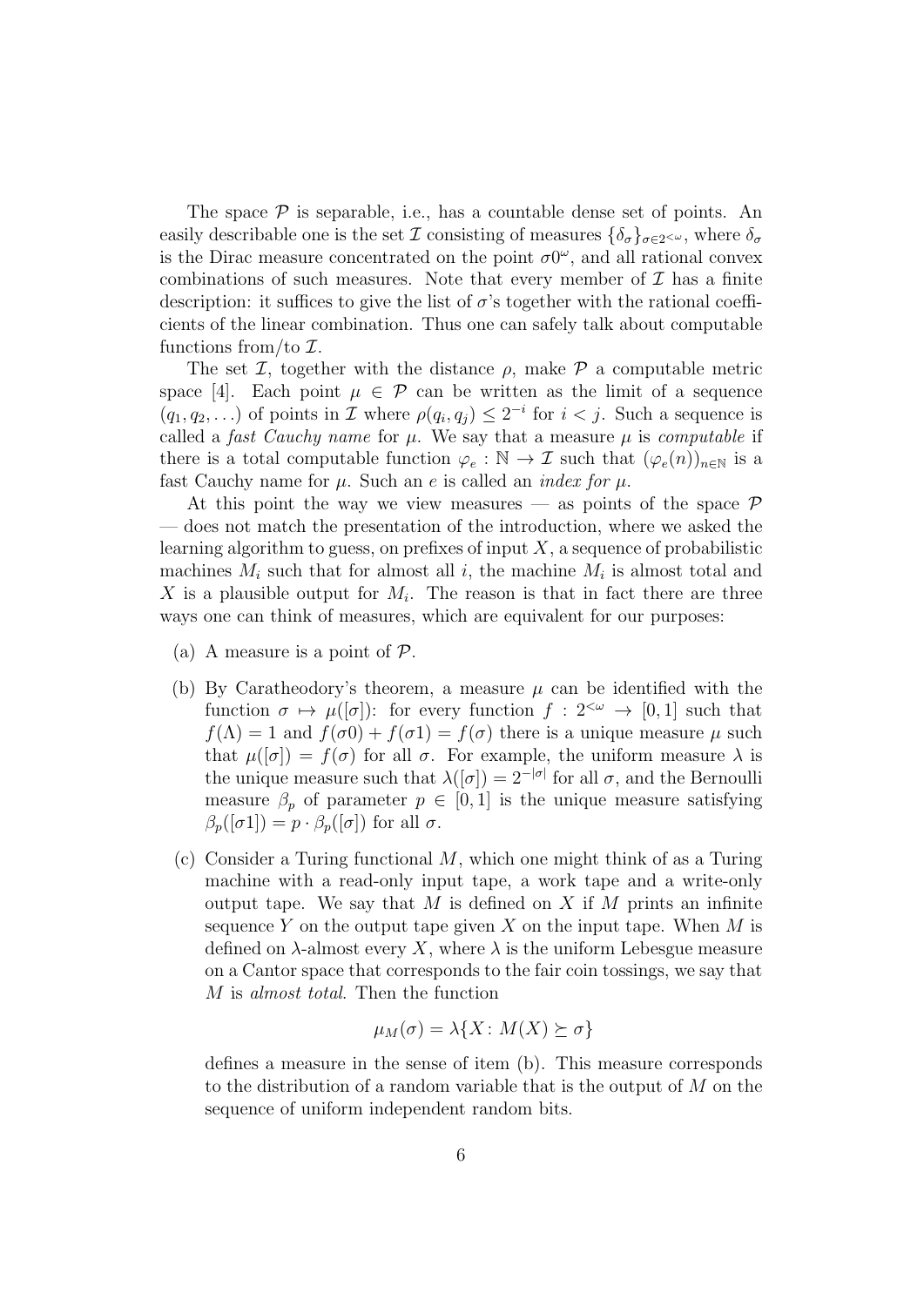The space $\mathcal{P}$ is separable, i.e., has a countable dense set of points. An easily describable one is the set $\mathcal{I}$ consisting of measures $\{\delta_\sigma\}_{\sigma \in 2^{<\omega}}$, where $\delta_\sigma$ is the Dirac measure concentrated on the point $\sigma 0^\omega$, and all rational convex combinations of such measures. Note that every member of $\mathcal{I}$ has a finite description: it suffices to give the list of $\sigma$'s together with the rational coefficients of the linear combination. Thus one can safely talk about computable functions from/to $\mathcal{I}$.

The set $\mathcal{I}$, together with the distance $\rho$, make $\mathcal{P}$ a computable metric space [4]. Each point $\mu \in \mathcal{P}$ can be written as the limit of a sequence $(q_1, q_2, \ldots)$ of points in $\mathcal{I}$ where $\rho(q_i, q_j) \leq 2^{-i}$ for $i < j$. Such a sequence is called a *fast Cauchy name* for $\mu$. We say that a measure $\mu$ is *computable* if there is a total computable function $\varphi_e : \mathbb{N} \to \mathcal{I}$ such that $(\varphi_e(n))_{n \in \mathbb{N}}$ is a fast Cauchy name for $\mu$. Such an $e$ is called an *index for* $\mu$.

At this point the way we view measures — as points of the space $\mathcal{P}$ — does not match the presentation of the introduction, where we asked the learning algorithm to guess, on prefixes of input $X$, a sequence of probabilistic machines $M_i$ such that for almost all $i$, the machine $M_i$ is almost total and $X$ is a plausible output for $M_i$. The reason is that in fact there are three ways one can think of measures, which are equivalent for our purposes:

(a) A measure is a point of $\mathcal{P}$.

(b) By Caratheodory's theorem, a measure $\mu$ can be identified with the function $\sigma \mapsto \mu([\sigma])$: for every function $f : 2^{<\omega} \to [0, 1]$ such that $f(\Lambda) = 1$ and $f(\sigma 0) + f(\sigma 1) = f(\sigma)$ there is a unique measure $\mu$ such that $\mu([\sigma]) = f(\sigma)$ for all $\sigma$. For example, the uniform measure $\lambda$ is the unique measure such that $\lambda([\sigma]) = 2^{-|\sigma|}$ for all $\sigma$, and the Bernoulli measure $\beta_p$ of parameter $p \in [0, 1]$ is the unique measure satisfying $\beta_p([\sigma 1]) = p \cdot \beta_p([\sigma])$ for all $\sigma$.

(c) Consider a Turing functional $M$, which one might think of as a Turing machine with a read-only input tape, a work tape and a write-only output tape. We say that $M$ is defined on $X$ if $M$ prints an infinite sequence $Y$ on the output tape given $X$ on the input tape. When $M$ is defined on $\lambda$-almost every $X$, where $\lambda$ is the uniform Lebesgue measure on a Cantor space that corresponds to the fair coin tossings, we say that $M$ is *almost total*. Then the function

$$\mu_M(\sigma) = \lambda\{X : M(X) \succeq \sigma\}$$

defines a measure in the sense of item (b). This measure corresponds to the distribution of a random variable that is the output of $M$ on the sequence of uniform independent random bits.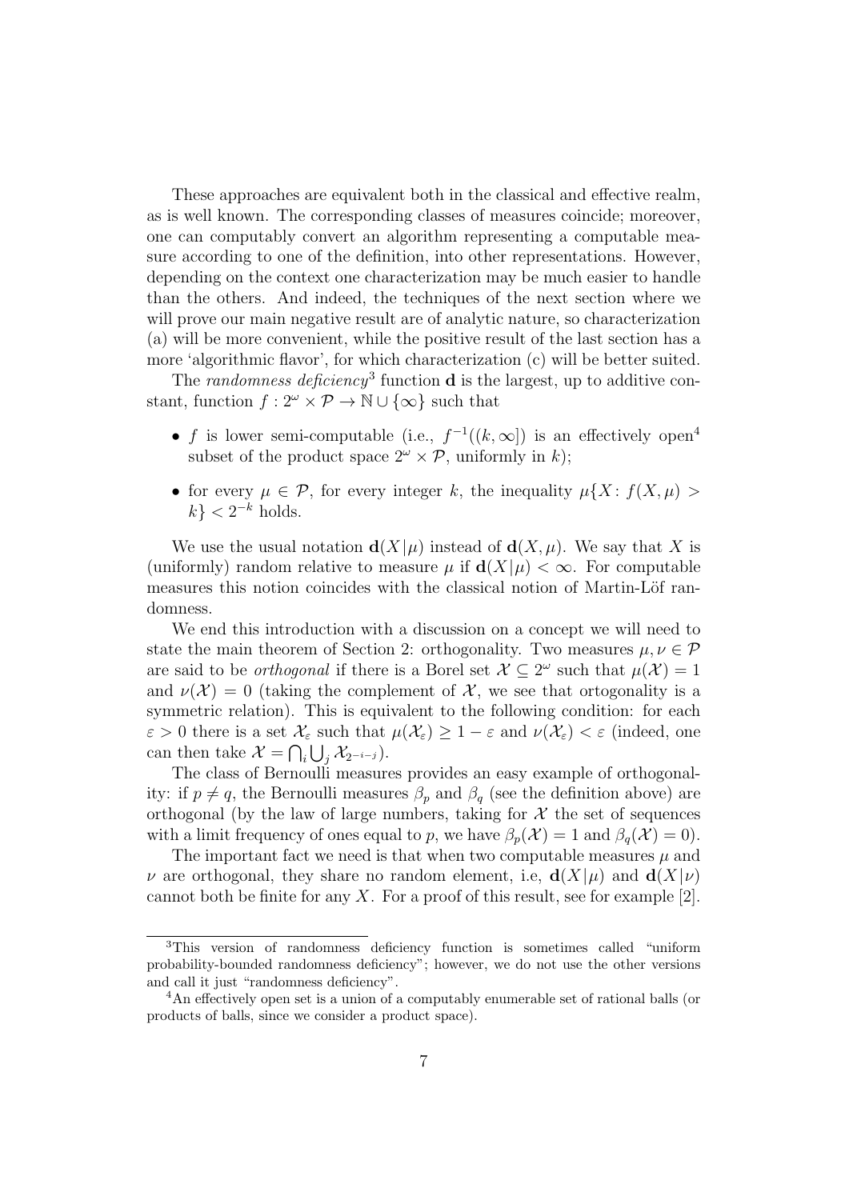These approaches are equivalent both in the classical and effective realm, as is well known. The corresponding classes of measures coincide; moreover, one can computably convert an algorithm representing a computable measure according to one of the definition, into other representations. However, depending on the context one characterization may be much easier to handle than the others. And indeed, the techniques of the next section where we will prove our main negative result are of analytic nature, so characterization (a) will be more convenient, while the positive result of the last section has a more 'algorithmic flavor', for which characterization (c) will be better suited.

The *randomness deficiency*[3] function $\mathbf{d}$ is the largest, up to additive constant, function $f : 2^\omega \times \mathcal{P} \to \mathbb{N} \cup \{\infty\}$ such that

- $f$ is lower semi-computable (i.e., $f^{-1}((k, \infty])$ is an effectively open[4] subset of the product space $2^\omega \times \mathcal{P}$, uniformly in $k$);
- for every $\mu \in \mathcal{P}$, for every integer $k$, the inequality $\mu\{X\colon f(X, \mu) > k\} < 2^{-k}$ holds.

We use the usual notation $\mathbf{d}(X|\mu)$ instead of $\mathbf{d}(X, \mu)$. We say that $X$ is (uniformly) random relative to measure $\mu$ if $\mathbf{d}(X|\mu) < \infty$. For computable measures this notion coincides with the classical notion of Martin-Löf randomness.

We end this introduction with a discussion on a concept we will need to state the main theorem of Section 2: orthogonality. Two measures $\mu, \nu \in \mathcal{P}$ are said to be *orthogonal* if there is a Borel set $\mathcal{X} \subseteq 2^\omega$ such that $\mu(\mathcal{X}) = 1$ and $\nu(\mathcal{X}) = 0$ (taking the complement of $\mathcal{X}$, we see that ortogonality is a symmetric relation). This is equivalent to the following condition: for each $\varepsilon > 0$ there is a set $\mathcal{X}_\varepsilon$ such that $\mu(\mathcal{X}_\varepsilon) \geq 1 - \varepsilon$ and $\nu(\mathcal{X}_\varepsilon) < \varepsilon$ (indeed, one can then take $\mathcal{X} = \bigcap_i \bigcup_j \mathcal{X}_{2^{-i-j}}$).

The class of Bernoulli measures provides an easy example of orthogonality: if $p \neq q$, the Bernoulli measures $\beta_p$ and $\beta_q$ (see the definition above) are orthogonal (by the law of large numbers, taking for $\mathcal{X}$ the set of sequences with a limit frequency of ones equal to $p$, we have $\beta_p(\mathcal{X}) = 1$ and $\beta_q(\mathcal{X}) = 0$).

The important fact we need is that when two computable measures $\mu$ and $\nu$ are orthogonal, they share no random element, i.e, $\mathbf{d}(X|\mu)$ and $\mathbf{d}(X|\nu)$ cannot both be finite for any $X$. For a proof of this result, see for example [2].

[3] This version of randomness deficiency function is sometimes called "uniform probability-bounded randomness deficiency"; however, we do not use the other versions and call it just "randomness deficiency".

[4] An effectively open set is a union of a computably enumerable set of rational balls (or products of balls, since we consider a product space).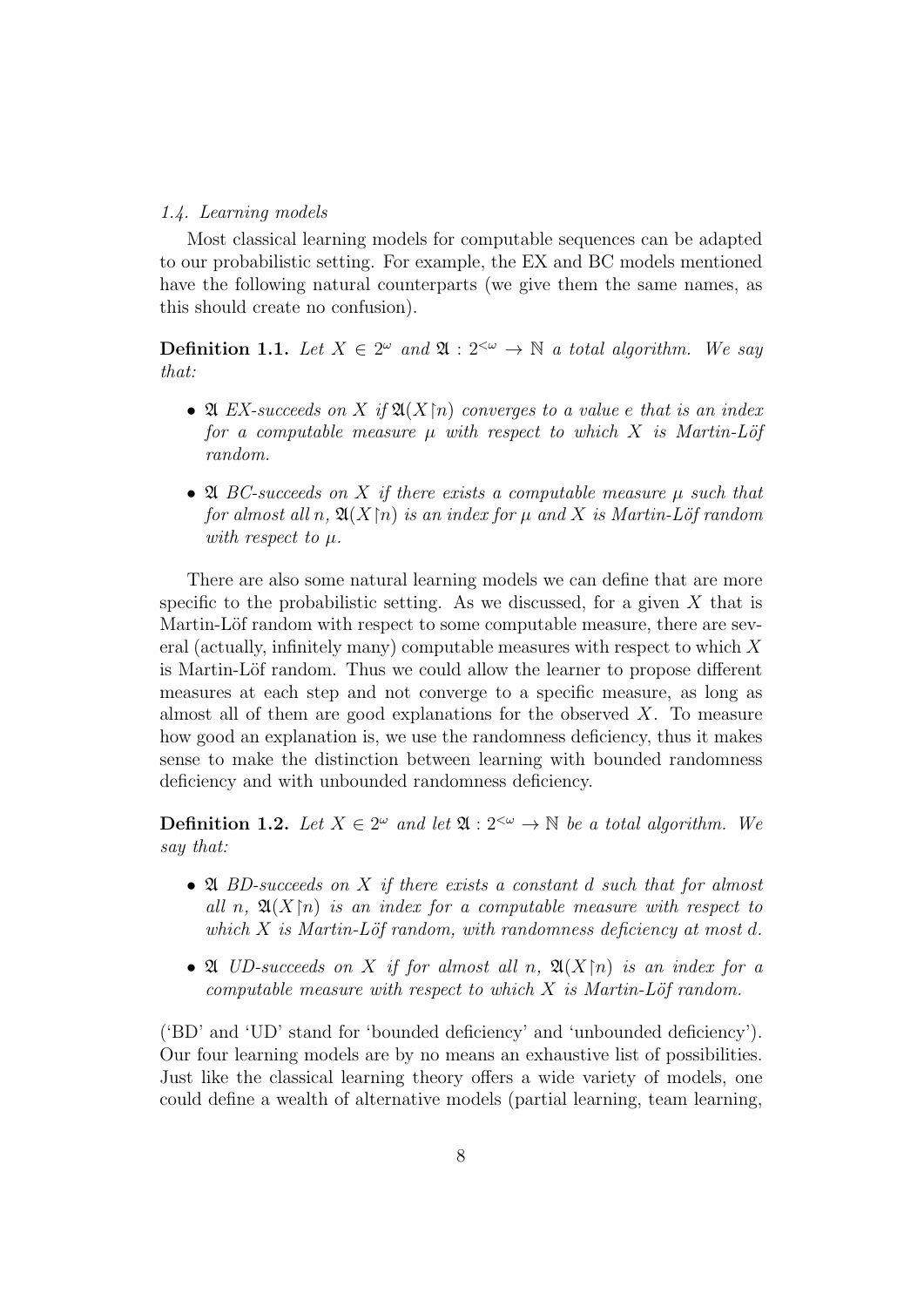### 1.4. Learning models

Most classical learning models for computable sequences can be adapted to our probabilistic setting. For example, the EX and BC models mentioned have the following natural counterparts (we give them the same names, as this should create no confusion).

**Definition 1.1.** *Let $X \in 2^\omega$ and $\mathfrak{A} : 2^{<\omega} \to \mathbb{N}$ a total algorithm. We say that:*

- *$\mathfrak{A}$ EX-succeeds on $X$ if $\mathfrak{A}(X{\upharpoonright}n)$ converges to a value $e$ that is an index for a computable measure $\mu$ with respect to which $X$ is Martin-Löf random.*
- *$\mathfrak{A}$ BC-succeeds on $X$ if there exists a computable measure $\mu$ such that for almost all $n$, $\mathfrak{A}(X{\upharpoonright}n)$ is an index for $\mu$ and $X$ is Martin-Löf random with respect to $\mu$.*

There are also some natural learning models we can define that are more specific to the probabilistic setting. As we discussed, for a given $X$ that is Martin-Löf random with respect to some computable measure, there are several (actually, infinitely many) computable measures with respect to which $X$ is Martin-Löf random. Thus we could allow the learner to propose different measures at each step and not converge to a specific measure, as long as almost all of them are good explanations for the observed $X$. To measure how good an explanation is, we use the randomness deficiency, thus it makes sense to make the distinction between learning with bounded randomness deficiency and with unbounded randomness deficiency.

**Definition 1.2.** *Let $X \in 2^\omega$ and let $\mathfrak{A} : 2^{<\omega} \to \mathbb{N}$ be a total algorithm. We say that:*

- *$\mathfrak{A}$ BD-succeeds on $X$ if there exists a constant $d$ such that for almost all $n$, $\mathfrak{A}(X{\upharpoonright}n)$ is an index for a computable measure with respect to which $X$ is Martin-Löf random, with randomness deficiency at most $d$.*
- *$\mathfrak{A}$ UD-succeeds on $X$ if for almost all $n$, $\mathfrak{A}(X{\upharpoonright}n)$ is an index for a computable measure with respect to which $X$ is Martin-Löf random.*

('BD' and 'UD' stand for 'bounded deficiency' and 'unbounded deficiency'). Our four learning models are by no means an exhaustive list of possibilities. Just like the classical learning theory offers a wide variety of models, one could define a wealth of alternative models (partial learning, team learning,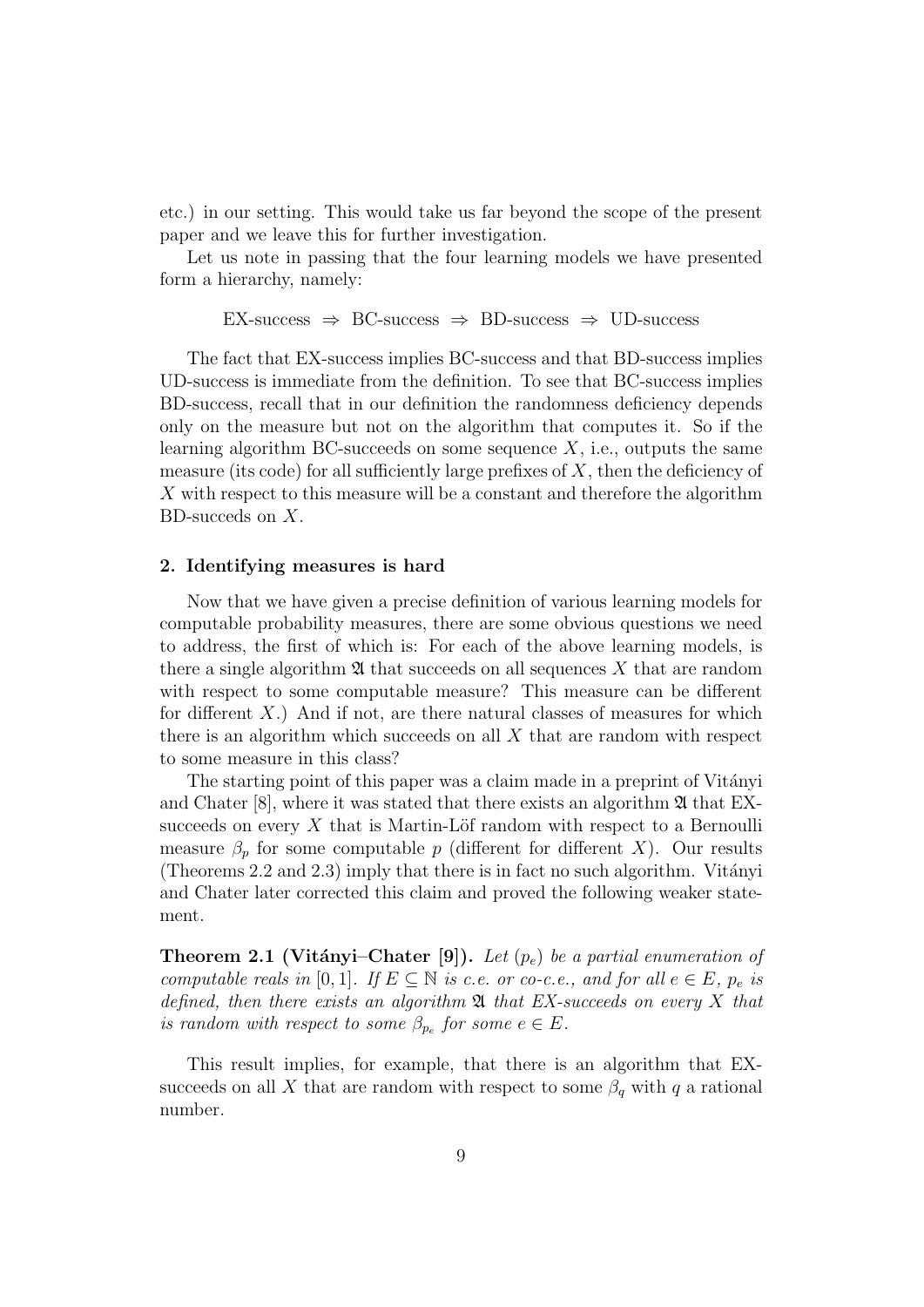etc.) in our setting. This would take us far beyond the scope of the present paper and we leave this for further investigation.

Let us note in passing that the four learning models we have presented form a hierarchy, namely:

$$\text{EX-success} \;\Rightarrow\; \text{BC-success} \;\Rightarrow\; \text{BD-success} \;\Rightarrow\; \text{UD-success}$$

The fact that EX-success implies BC-success and that BD-success implies UD-success is immediate from the definition. To see that BC-success implies BD-success, recall that in our definition the randomness deficiency depends only on the measure but not on the algorithm that computes it. So if the learning algorithm BC-succeeds on some sequence $X$, i.e., outputs the same measure (its code) for all sufficiently large prefixes of $X$, then the deficiency of $X$ with respect to this measure will be a constant and therefore the algorithm BD-succeds on $X$.

## 2. Identifying measures is hard

Now that we have given a precise definition of various learning models for computable probability measures, there are some obvious questions we need to address, the first of which is: For each of the above learning models, is there a single algorithm $\mathfrak{A}$ that succeeds on all sequences $X$ that are random with respect to some computable measure? This measure can be different for different $X$.) And if not, are there natural classes of measures for which there is an algorithm which succeeds on all $X$ that are random with respect to some measure in this class?

The starting point of this paper was a claim made in a preprint of Vitányi and Chater [8], where it was stated that there exists an algorithm $\mathfrak{A}$ that EX-succeeds on every $X$ that is Martin-Löf random with respect to a Bernoulli measure $\beta_p$ for some computable $p$ (different for different $X$). Our results (Theorems 2.2 and 2.3) imply that there is in fact no such algorithm. Vitányi and Chater later corrected this claim and proved the following weaker statement.

**Theorem 2.1 (Vitányi–Chater [9]).** *Let $(p_e)$ be a partial enumeration of computable reals in $[0, 1]$. If $E \subseteq \mathbb{N}$ is c.e. or co-c.e., and for all $e \in E$, $p_e$ is defined, then there exists an algorithm $\mathfrak{A}$ that EX-succeeds on every $X$ that is random with respect to some $\beta_{p_e}$ for some $e \in E$.*

This result implies, for example, that there is an algorithm that EX-succeeds on all $X$ that are random with respect to some $\beta_q$ with $q$ a rational number.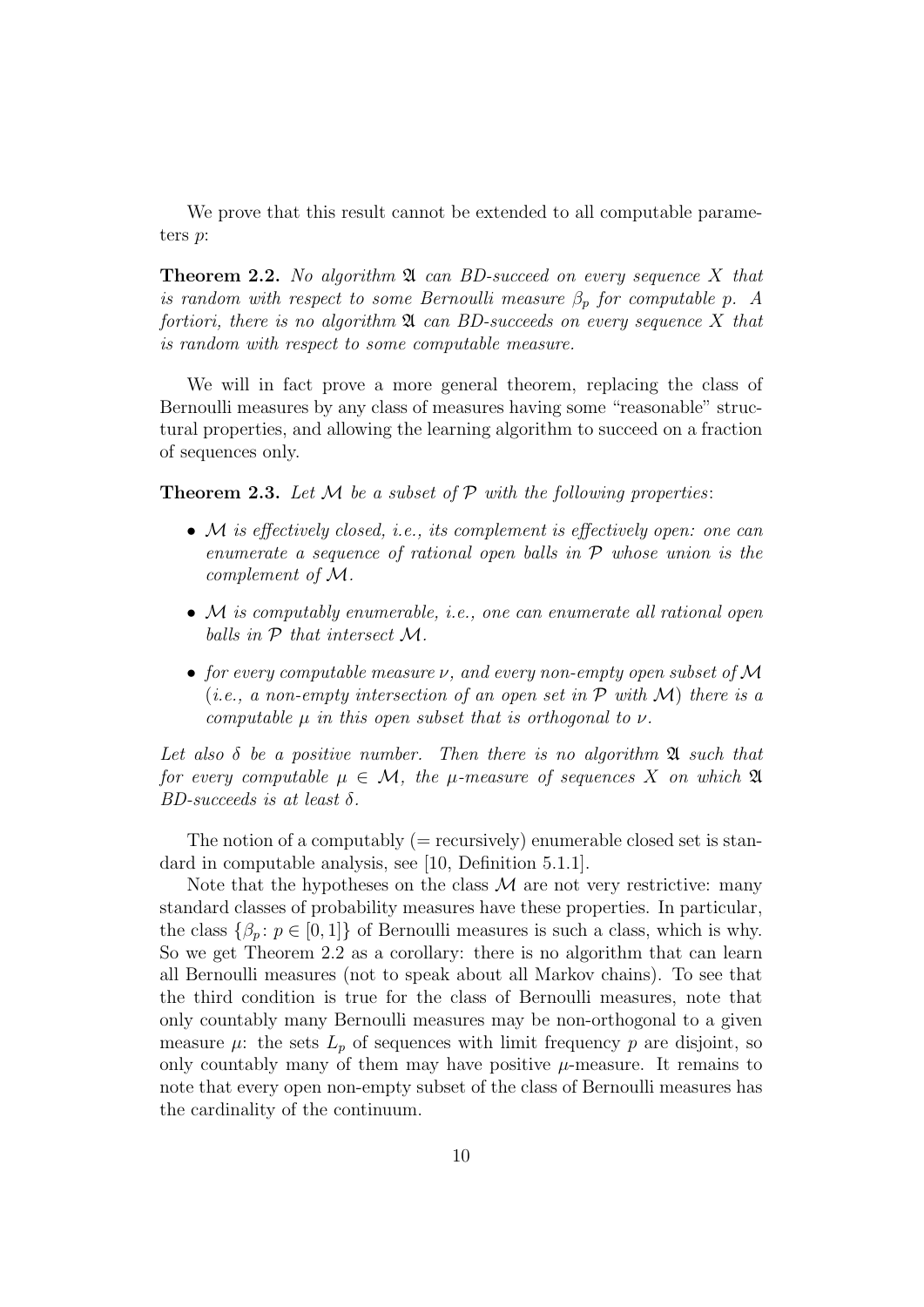We prove that this result cannot be extended to all computable parameters $p$:

**Theorem 2.2.** *No algorithm $\mathfrak{A}$ can BD-succeed on every sequence $X$ that is random with respect to some Bernoulli measure $\beta_p$ for computable $p$. A fortiori, there is no algorithm $\mathfrak{A}$ can BD-succeeds on every sequence $X$ that is random with respect to some computable measure.*

We will in fact prove a more general theorem, replacing the class of Bernoulli measures by any class of measures having some "reasonable" structural properties, and allowing the learning algorithm to succeed on a fraction of sequences only.

**Theorem 2.3.** *Let $\mathcal{M}$ be a subset of $\mathcal{P}$ with the following properties*:

- *$\mathcal{M}$ is effectively closed, i.e., its complement is effectively open: one can enumerate a sequence of rational open balls in $\mathcal{P}$ whose union is the complement of $\mathcal{M}$.*
- *$\mathcal{M}$ is computably enumerable, i.e., one can enumerate all rational open balls in $\mathcal{P}$ that intersect $\mathcal{M}$.*
- *for every computable measure $\nu$, and every non-empty open subset of $\mathcal{M}$ (i.e., a non-empty intersection of an open set in $\mathcal{P}$ with $\mathcal{M}$) there is a computable $\mu$ in this open subset that is orthogonal to $\nu$.*

*Let also $\delta$ be a positive number. Then there is no algorithm $\mathfrak{A}$ such that for every computable $\mu \in \mathcal{M}$, the $\mu$-measure of sequences $X$ on which $\mathfrak{A}$ BD-succeeds is at least $\delta$.*

The notion of a computably (= recursively) enumerable closed set is standard in computable analysis, see [10, Definition 5.1.1].

Note that the hypotheses on the class $\mathcal{M}$ are not very restrictive: many standard classes of probability measures have these properties. In particular, the class $\{\beta_p : p \in [0, 1]\}$ of Bernoulli measures is such a class, which is why. So we get Theorem 2.2 as a corollary: there is no algorithm that can learn all Bernoulli measures (not to speak about all Markov chains). To see that the third condition is true for the class of Bernoulli measures, note that only countably many Bernoulli measures may be non-orthogonal to a given measure $\mu$: the sets $L_p$ of sequences with limit frequency $p$ are disjoint, so only countably many of them may have positive $\mu$-measure. It remains to note that every open non-empty subset of the class of Bernoulli measures has the cardinality of the continuum.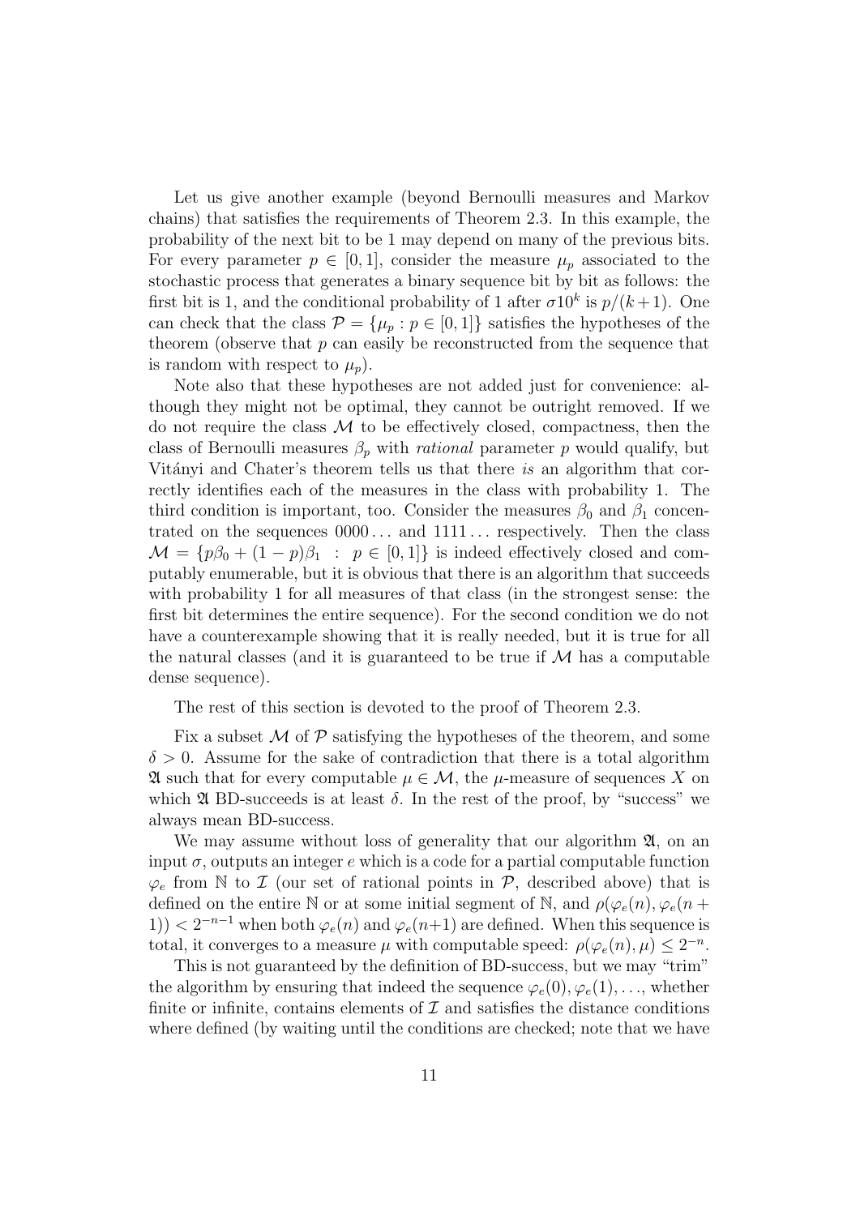Let us give another example (beyond Bernoulli measures and Markov chains) that satisfies the requirements of Theorem 2.3. In this example, the probability of the next bit to be 1 may depend on many of the previous bits. For every parameter $p \in [0,1]$, consider the measure $\mu_p$ associated to the stochastic process that generates a binary sequence bit by bit as follows: the first bit is 1, and the conditional probability of 1 after $\sigma 1 0^k$ is $p/(k+1)$. One can check that the class $\mathcal{P} = \{\mu_p : p \in [0,1]\}$ satisfies the hypotheses of the theorem (observe that $p$ can easily be reconstructed from the sequence that is random with respect to $\mu_p$).

Note also that these hypotheses are not added just for convenience: although they might not be optimal, they cannot be outright removed. If we do not require the class $\mathcal{M}$ to be effectively closed, compactness, then the class of Bernoulli measures $\beta_p$ with *rational* parameter $p$ would qualify, but Vitányi and Chater's theorem tells us that there *is* an algorithm that correctly identifies each of the measures in the class with probability 1. The third condition is important, too. Consider the measures $\beta_0$ and $\beta_1$ concentrated on the sequences $0000\ldots$ and $1111\ldots$ respectively. Then the class $\mathcal{M} = \{p\beta_0 + (1-p)\beta_1 \ : \ p \in [0,1]\}$ is indeed effectively closed and computably enumerable, but it is obvious that there is an algorithm that succeeds with probability 1 for all measures of that class (in the strongest sense: the first bit determines the entire sequence). For the second condition we do not have a counterexample showing that it is really needed, but it is true for all the natural classes (and it is guaranteed to be true if $\mathcal{M}$ has a computable dense sequence).

The rest of this section is devoted to the proof of Theorem 2.3.

Fix a subset $\mathcal{M}$ of $\mathcal{P}$ satisfying the hypotheses of the theorem, and some $\delta > 0$. Assume for the sake of contradiction that there is a total algorithm $\mathfrak{A}$ such that for every computable $\mu \in \mathcal{M}$, the $\mu$-measure of sequences $X$ on which $\mathfrak{A}$ BD-succeeds is at least $\delta$. In the rest of the proof, by "success" we always mean BD-success.

We may assume without loss of generality that our algorithm $\mathfrak{A}$, on an input $\sigma$, outputs an integer $e$ which is a code for a partial computable function $\varphi_e$ from $\mathbb{N}$ to $\mathcal{I}$ (our set of rational points in $\mathcal{P}$, described above) that is defined on the entire $\mathbb{N}$ or at some initial segment of $\mathbb{N}$, and $\rho(\varphi_e(n), \varphi_e(n+1)) < 2^{-n-1}$ when both $\varphi_e(n)$ and $\varphi_e(n+1)$ are defined. When this sequence is total, it converges to a measure $\mu$ with computable speed: $\rho(\varphi_e(n), \mu) \leq 2^{-n}$.

This is not guaranteed by the definition of BD-success, but we may "trim" the algorithm by ensuring that indeed the sequence $\varphi_e(0), \varphi_e(1), \ldots$, whether finite or infinite, contains elements of $\mathcal{I}$ and satisfies the distance conditions where defined (by waiting until the conditions are checked; note that we have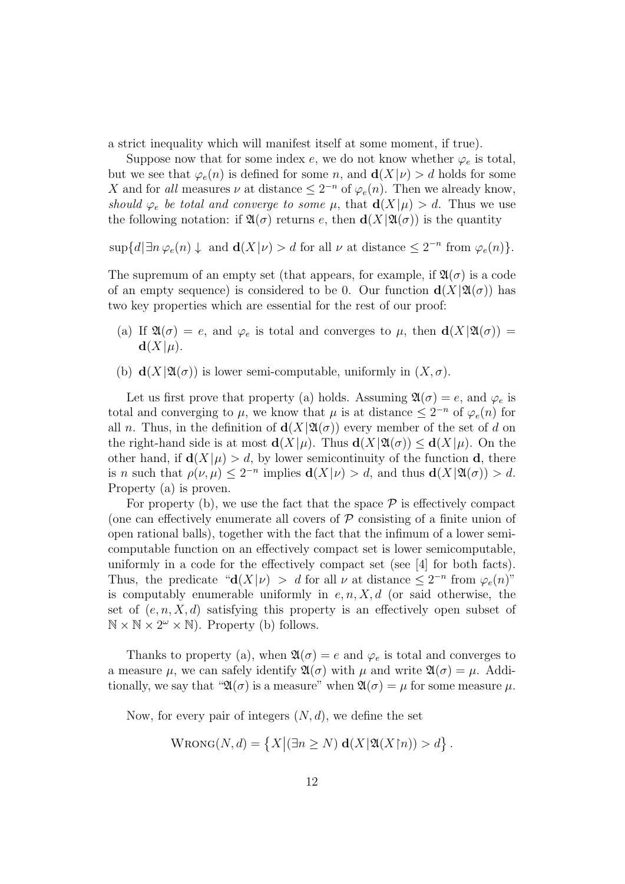a strict inequality which will manifest itself at some moment, if true).

Suppose now that for some index $e$, we do not know whether $\varphi_e$ is total, but we see that $\varphi_e(n)$ is defined for some $n$, and $\mathbf{d}(X|\nu) > d$ holds for some $X$ and for *all* measures $\nu$ at distance $\leq 2^{-n}$ of $\varphi_e(n)$. Then we already know, *should $\varphi_e$ be total and converge to some $\mu$*, that $\mathbf{d}(X|\mu) > d$. Thus we use the following notation: if $\mathfrak{A}(\sigma)$ returns $e$, then $\mathbf{d}(X|\mathfrak{A}(\sigma))$ is the quantity

$$\sup\{d|\exists n\, \varphi_e(n)\downarrow \text{ and } \mathbf{d}(X|\nu) > d \text{ for all } \nu \text{ at distance} \leq 2^{-n} \text{ from } \varphi_e(n)\}.$$

The supremum of an empty set (that appears, for example, if $\mathfrak{A}(\sigma)$ is a code of an empty sequence) is considered to be 0. Our function $\mathbf{d}(X|\mathfrak{A}(\sigma))$ has two key properties which are essential for the rest of our proof:

(a) If $\mathfrak{A}(\sigma) = e$, and $\varphi_e$ is total and converges to $\mu$, then $\mathbf{d}(X|\mathfrak{A}(\sigma)) = \mathbf{d}(X|\mu)$.

(b) $\mathbf{d}(X|\mathfrak{A}(\sigma))$ is lower semi-computable, uniformly in $(X, \sigma)$.

Let us first prove that property (a) holds. Assuming $\mathfrak{A}(\sigma) = e$, and $\varphi_e$ is total and converging to $\mu$, we know that $\mu$ is at distance $\leq 2^{-n}$ of $\varphi_e(n)$ for all $n$. Thus, in the definition of $\mathbf{d}(X|\mathfrak{A}(\sigma))$ every member of the set of $d$ on the right-hand side is at most $\mathbf{d}(X|\mu)$. Thus $\mathbf{d}(X|\mathfrak{A}(\sigma)) \leq \mathbf{d}(X|\mu)$. On the other hand, if $\mathbf{d}(X|\mu) > d$, by lower semicontinuity of the function $\mathbf{d}$, there is $n$ such that $\rho(\nu, \mu) \leq 2^{-n}$ implies $\mathbf{d}(X|\nu) > d$, and thus $\mathbf{d}(X|\mathfrak{A}(\sigma)) > d$. Property (a) is proven.

For property (b), we use the fact that the space $\mathcal{P}$ is effectively compact (one can effectively enumerate all covers of $\mathcal{P}$ consisting of a finite union of open rational balls), together with the fact that the infimum of a lower semi-computable function on an effectively compact set is lower semicomputable, uniformly in a code for the effectively compact set (see [4] for both facts). Thus, the predicate "$\mathbf{d}(X|\nu) > d$ for all $\nu$ at distance $\leq 2^{-n}$ from $\varphi_e(n)$" is computably enumerable uniformly in $e, n, X, d$ (or said otherwise, the set of $(e, n, X, d)$ satisfying this property is an effectively open subset of $\mathbb{N} \times \mathbb{N} \times 2^\omega \times \mathbb{N}$). Property (b) follows.

Thanks to property (a), when $\mathfrak{A}(\sigma) = e$ and $\varphi_e$ is total and converges to a measure $\mu$, we can safely identify $\mathfrak{A}(\sigma)$ with $\mu$ and write $\mathfrak{A}(\sigma) = \mu$. Additionally, we say that "$\mathfrak{A}(\sigma)$ is a measure" when $\mathfrak{A}(\sigma) = \mu$ for some measure $\mu$.

Now, for every pair of integers $(N, d)$, we define the set

$$\textsc{Wrong}(N, d) = \left\{X \middle| (\exists n \geq N)\ \mathbf{d}(X|\mathfrak{A}(X{\upharpoonright}n)) > d\right\}.$$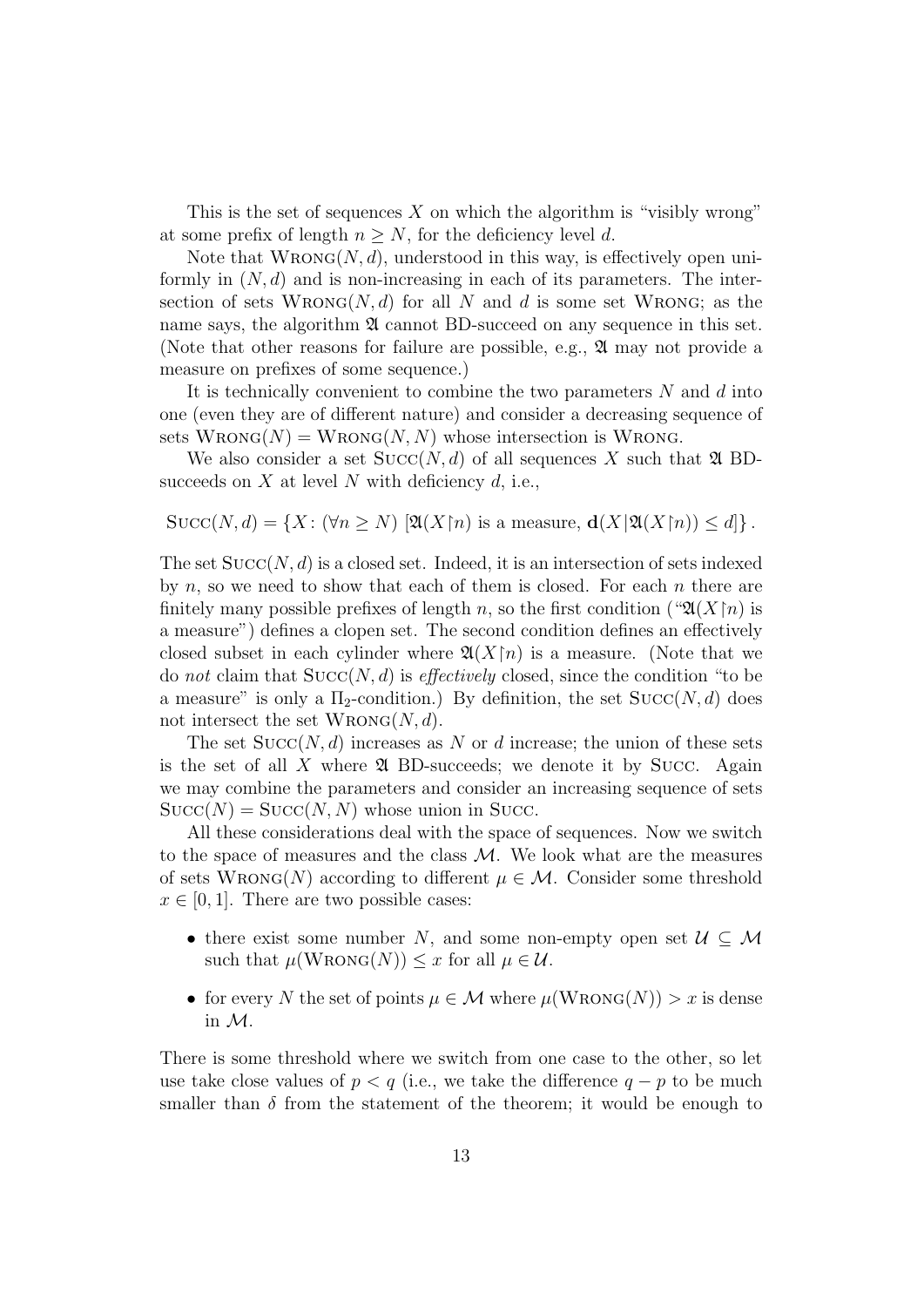This is the set of sequences $X$ on which the algorithm is "visibly wrong" at some prefix of length $n \geq N$, for the deficiency level $d$.

Note that $\textsc{Wrong}(N,d)$, understood in this way, is effectively open uniformly in $(N,d)$ and is non-increasing in each of its parameters. The intersection of sets $\textsc{Wrong}(N,d)$ for all $N$ and $d$ is some set $\textsc{Wrong}$; as the name says, the algorithm $\mathfrak{A}$ cannot BD-succeed on any sequence in this set. (Note that other reasons for failure are possible, e.g., $\mathfrak{A}$ may not provide a measure on prefixes of some sequence.)

It is technically convenient to combine the two parameters $N$ and $d$ into one (even they are of different nature) and consider a decreasing sequence of sets $\textsc{Wrong}(N) = \textsc{Wrong}(N,N)$ whose intersection is $\textsc{Wrong}$.

We also consider a set $\textsc{Succ}(N,d)$ of all sequences $X$ such that $\mathfrak{A}$ BD-succeeds on $X$ at level $N$ with deficiency $d$, i.e.,

$$\textsc{Succ}(N,d) = \{X \colon (\forall n \geq N)\ [\mathfrak{A}(X{\restriction}n) \text{ is a measure, } \mathbf{d}(X|\mathfrak{A}(X{\restriction}n)) \leq d]\}\,.$$

The set $\textsc{Succ}(N,d)$ is a closed set. Indeed, it is an intersection of sets indexed by $n$, so we need to show that each of them is closed. For each $n$ there are finitely many possible prefixes of length $n$, so the first condition ("$\mathfrak{A}(X{\restriction}n)$ is a measure") defines a clopen set. The second condition defines an effectively closed subset in each cylinder where $\mathfrak{A}(X{\restriction}n)$ is a measure. (Note that we do *not* claim that $\textsc{Succ}(N,d)$ is *effectively* closed, since the condition "to be a measure" is only a $\Pi_2$-condition.) By definition, the set $\textsc{Succ}(N,d)$ does not intersect the set $\textsc{Wrong}(N,d)$.

The set $\textsc{Succ}(N,d)$ increases as $N$ or $d$ increase; the union of these sets is the set of all $X$ where $\mathfrak{A}$ BD-succeeds; we denote it by $\textsc{Succ}$. Again we may combine the parameters and consider an increasing sequence of sets $\textsc{Succ}(N) = \textsc{Succ}(N,N)$ whose union in $\textsc{Succ}$.

All these considerations deal with the space of sequences. Now we switch to the space of measures and the class $\mathcal{M}$. We look what are the measures of sets $\textsc{Wrong}(N)$ according to different $\mu \in \mathcal{M}$. Consider some threshold $x \in [0,1]$. There are two possible cases:

- there exist some number $N$, and some non-empty open set $\mathcal{U} \subseteq \mathcal{M}$ such that $\mu(\textsc{Wrong}(N)) \leq x$ for all $\mu \in \mathcal{U}$.
- for every $N$ the set of points $\mu \in \mathcal{M}$ where $\mu(\textsc{Wrong}(N)) > x$ is dense in $\mathcal{M}$.

There is some threshold where we switch from one case to the other, so let use take close values of $p < q$ (i.e., we take the difference $q - p$ to be much smaller than $\delta$ from the statement of the theorem; it would be enough to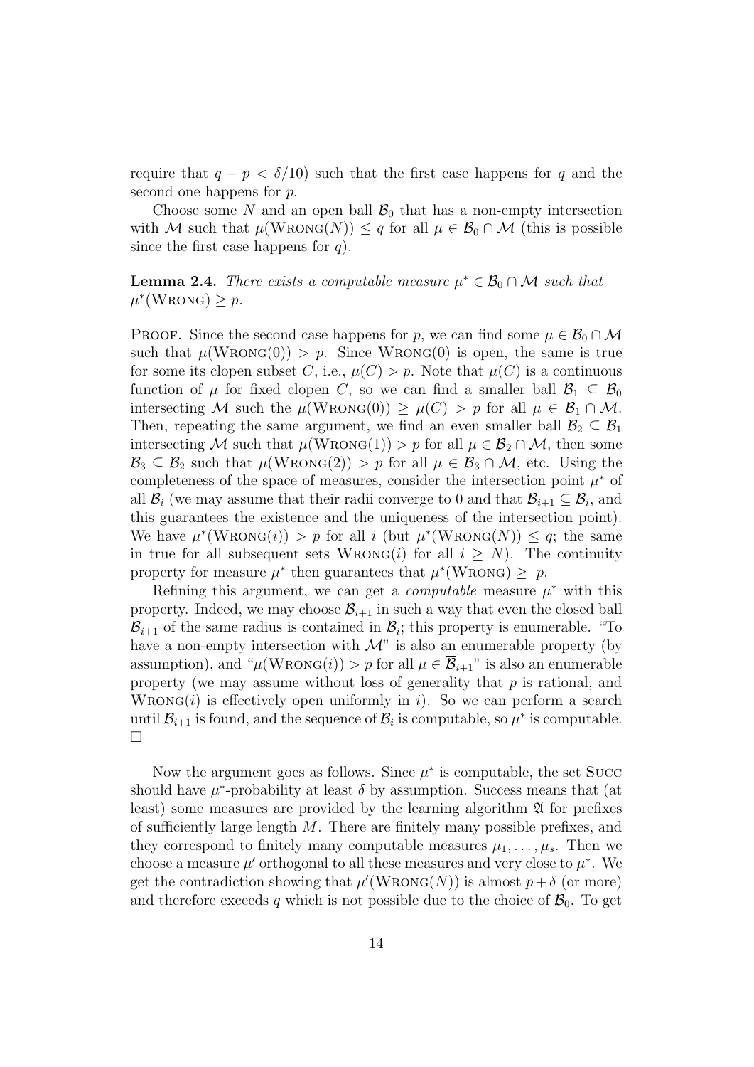require that $q - p < \delta/10$) such that the first case happens for $q$ and the second one happens for $p$.

Choose some $N$ and an open ball $\mathcal{B}_0$ that has a non-empty intersection with $\mathcal{M}$ such that $\mu(\textsc{Wrong}(N)) \leq q$ for all $\mu \in \mathcal{B}_0 \cap \mathcal{M}$ (this is possible since the first case happens for $q$).

**Lemma 2.4.** *There exists a computable measure $\mu^* \in \mathcal{B}_0 \cap \mathcal{M}$ such that $\mu^*(\textsc{Wrong}) \geq p$.*

Proof. Since the second case happens for $p$, we can find some $\mu \in \mathcal{B}_0 \cap \mathcal{M}$ such that $\mu(\textsc{Wrong}(0)) > p$. Since $\textsc{Wrong}(0)$ is open, the same is true for some its clopen subset $C$, i.e., $\mu(C) > p$. Note that $\mu(C)$ is a continuous function of $\mu$ for fixed clopen $C$, so we can find a smaller ball $\mathcal{B}_1 \subseteq \mathcal{B}_0$ intersecting $\mathcal{M}$ such the $\mu(\textsc{Wrong}(0)) \geq \mu(C) > p$ for all $\mu \in \overline{\mathcal{B}}_1 \cap \mathcal{M}$. Then, repeating the same argument, we find an even smaller ball $\mathcal{B}_2 \subseteq \mathcal{B}_1$ intersecting $\mathcal{M}$ such that $\mu(\textsc{Wrong}(1)) > p$ for all $\mu \in \overline{\mathcal{B}}_2 \cap \mathcal{M}$, then some $\mathcal{B}_3 \subseteq \mathcal{B}_2$ such that $\mu(\textsc{Wrong}(2)) > p$ for all $\mu \in \overline{\mathcal{B}}_3 \cap \mathcal{M}$, etc. Using the completeness of the space of measures, consider the intersection point $\mu^*$ of all $\mathcal{B}_i$ (we may assume that their radii converge to 0 and that $\overline{\mathcal{B}}_{i+1} \subseteq \mathcal{B}_i$, and this guarantees the existence and the uniqueness of the intersection point). We have $\mu^*(\textsc{Wrong}(i)) > p$ for all $i$ (but $\mu^*(\textsc{Wrong}(N)) \leq q$; the same in true for all subsequent sets $\textsc{Wrong}(i)$ for all $i \geq N$). The continuity property for measure $\mu^*$ then guarantees that $\mu^*(\textsc{Wrong}) \geq p$.

Refining this argument, we can get a *computable* measure $\mu^*$ with this property. Indeed, we may choose $\mathcal{B}_{i+1}$ in such a way that even the closed ball $\overline{\mathcal{B}}_{i+1}$ of the same radius is contained in $\mathcal{B}_i$; this property is enumerable. "To have a non-empty intersection with $\mathcal{M}$" is also an enumerable property (by assumption), and "$\mu(\textsc{Wrong}(i)) > p$ for all $\mu \in \overline{\mathcal{B}}_{i+1}$" is also an enumerable property (we may assume without loss of generality that $p$ is rational, and $\textsc{Wrong}(i)$ is effectively open uniformly in $i$). So we can perform a search until $\mathcal{B}_{i+1}$ is found, and the sequence of $\mathcal{B}_i$ is computable, so $\mu^*$ is computable. □

Now the argument goes as follows. Since $\mu^*$ is computable, the set $\textsc{Succ}$ should have $\mu^*$-probability at least $\delta$ by assumption. Success means that (at least) some measures are provided by the learning algorithm $\mathfrak{A}$ for prefixes of sufficiently large length $M$. There are finitely many possible prefixes, and they correspond to finitely many computable measures $\mu_1, \ldots, \mu_s$. Then we choose a measure $\mu'$ orthogonal to all these measures and very close to $\mu^*$. We get the contradiction showing that $\mu'(\textsc{Wrong}(N))$ is almost $p + \delta$ (or more) and therefore exceeds $q$ which is not possible due to the choice of $\mathcal{B}_0$. To get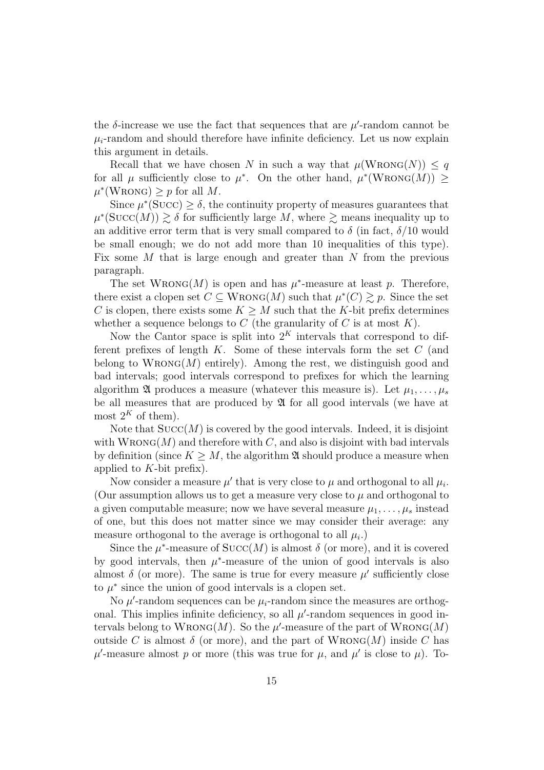the $\delta$-increase we use the fact that sequences that are $\mu'$-random cannot be $\mu_i$-random and should therefore have infinite deficiency. Let us now explain this argument in details.

Recall that we have chosen $N$ in such a way that $\mu(\textsc{Wrong}(N)) \leq q$ for all $\mu$ sufficiently close to $\mu^*$. On the other hand, $\mu^*(\textsc{Wrong}(M)) \geq \mu^*(\textsc{Wrong}) \geq p$ for all $M$.

Since $\mu^*(\textsc{Succ}) \geq \delta$, the continuity property of measures guarantees that $\mu^*(\textsc{Succ}(M)) \gtrsim \delta$ for sufficiently large $M$, where $\gtrsim$ means inequality up to an additive error term that is very small compared to $\delta$ (in fact, $\delta/10$ would be small enough; we do not add more than 10 inequalities of this type). Fix some $M$ that is large enough and greater than $N$ from the previous paragraph.

The set $\textsc{Wrong}(M)$ is open and has $\mu^*$-measure at least $p$. Therefore, there exist a clopen set $C \subseteq \textsc{Wrong}(M)$ such that $\mu^*(C) \gtrsim p$. Since the set $C$ is clopen, there exists some $K \geq M$ such that the $K$-bit prefix determines whether a sequence belongs to $C$ (the granularity of $C$ is at most $K$).

Now the Cantor space is split into $2^K$ intervals that correspond to different prefixes of length $K$. Some of these intervals form the set $C$ (and belong to $\textsc{Wrong}(M)$ entirely). Among the rest, we distinguish good and bad intervals; good intervals correspond to prefixes for which the learning algorithm $\mathfrak{A}$ produces a measure (whatever this measure is). Let $\mu_1, \ldots, \mu_s$ be all measures that are produced by $\mathfrak{A}$ for all good intervals (we have at most $2^K$ of them).

Note that $\textsc{Succ}(M)$ is covered by the good intervals. Indeed, it is disjoint with $\textsc{Wrong}(M)$ and therefore with $C$, and also is disjoint with bad intervals by definition (since $K \geq M$, the algorithm $\mathfrak{A}$ should produce a measure when applied to $K$-bit prefix).

Now consider a measure $\mu'$ that is very close to $\mu$ and orthogonal to all $\mu_i$. (Our assumption allows us to get a measure very close to $\mu$ and orthogonal to a given computable measure; now we have several measure $\mu_1, \ldots, \mu_s$ instead of one, but this does not matter since we may consider their average: any measure orthogonal to the average is orthogonal to all $\mu_i$.)

Since the $\mu^*$-measure of $\textsc{Succ}(M)$ is almost $\delta$ (or more), and it is covered by good intervals, then $\mu^*$-measure of the union of good intervals is also almost $\delta$ (or more). The same is true for every measure $\mu'$ sufficiently close to $\mu^*$ since the union of good intervals is a clopen set.

No $\mu'$-random sequences can be $\mu_i$-random since the measures are orthogonal. This implies infinite deficiency, so all $\mu'$-random sequences in good intervals belong to $\textsc{Wrong}(M)$. So the $\mu'$-measure of the part of $\textsc{Wrong}(M)$ outside $C$ is almost $\delta$ (or more), and the part of $\textsc{Wrong}(M)$ inside $C$ has $\mu'$-measure almost $p$ or more (this was true for $\mu$, and $\mu'$ is close to $\mu$). To-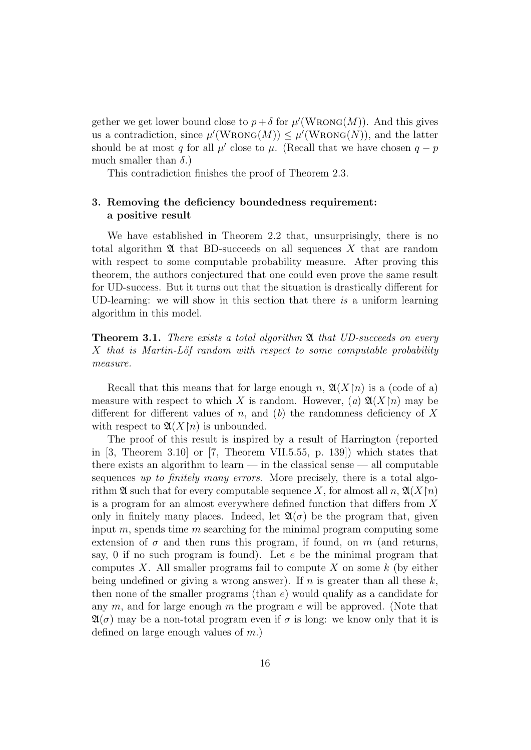gether we get lower bound close to $p+\delta$ for $\mu'(\text{Wrong}(M))$. And this gives us a contradiction, since $\mu'(\text{Wrong}(M)) \le \mu'(\text{Wrong}(N))$, and the latter should be at most $q$ for all $\mu'$ close to $\mu$. (Recall that we have chosen $q-p$ much smaller than $\delta$.)

This contradiction finishes the proof of Theorem 2.3.

## 3. Removing the deficiency boundedness requirement: a positive result

We have established in Theorem 2.2 that, unsurprisingly, there is no total algorithm $\mathfrak{A}$ that BD-succeeds on all sequences $X$ that are random with respect to some computable probability measure. After proving this theorem, the authors conjectured that one could even prove the same result for UD-success. But it turns out that the situation is drastically different for UD-learning: we will show in this section that there *is* a uniform learning algorithm in this model.

**Theorem 3.1.** *There exists a total algorithm $\mathfrak{A}$ that UD-succeeds on every $X$ that is Martin-Löf random with respect to some computable probability measure.*

Recall that this means that for large enough $n$, $\mathfrak{A}(X{\restriction}n)$ is a (code of a) measure with respect to which $X$ is random. However, ($a$) $\mathfrak{A}(X{\restriction}n)$ may be different for different values of $n$, and ($b$) the randomness deficiency of $X$ with respect to $\mathfrak{A}(X{\restriction}n)$ is unbounded.

The proof of this result is inspired by a result of Harrington (reported in [3, Theorem 3.10] or [7, Theorem VII.5.55, p. 139]) which states that there exists an algorithm to learn — in the classical sense — all computable sequences *up to finitely many errors*. More precisely, there is a total algorithm $\mathfrak{A}$ such that for every computable sequence $X$, for almost all $n$, $\mathfrak{A}(X{\restriction}n)$ is a program for an almost everywhere defined function that differs from $X$ only in finitely many places. Indeed, let $\mathfrak{A}(\sigma)$ be the program that, given input $m$, spends time $m$ searching for the minimal program computing some extension of $\sigma$ and then runs this program, if found, on $m$ (and returns, say, 0 if no such program is found). Let $e$ be the minimal program that computes $X$. All smaller programs fail to compute $X$ on some $k$ (by either being undefined or giving a wrong answer). If $n$ is greater than all these $k$, then none of the smaller programs (than $e$) would qualify as a candidate for any $m$, and for large enough $m$ the program $e$ will be approved. (Note that $\mathfrak{A}(\sigma)$ may be a non-total program even if $\sigma$ is long: we know only that it is defined on large enough values of $m$.)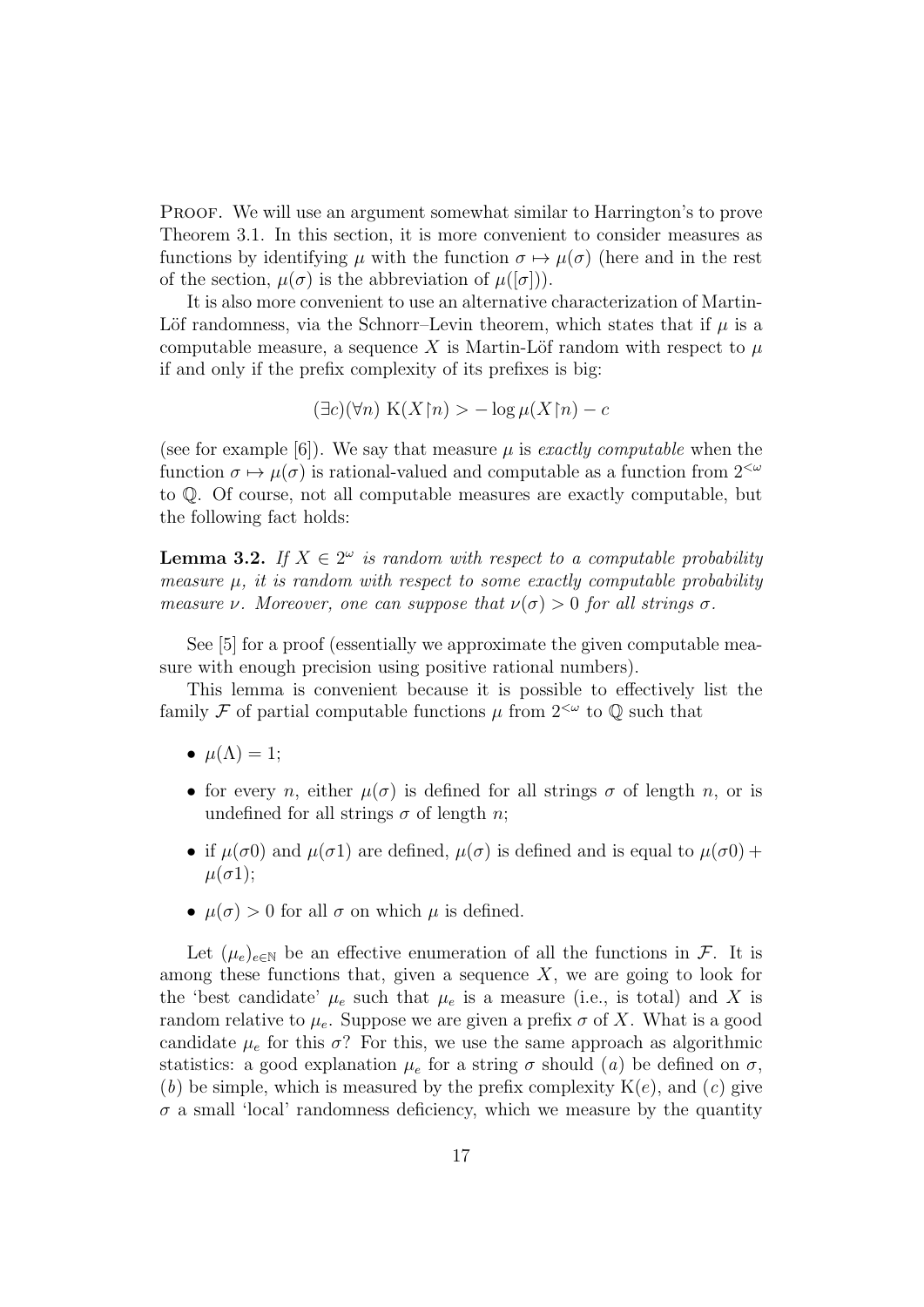Proof. We will use an argument somewhat similar to Harrington's to prove Theorem 3.1. In this section, it is more convenient to consider measures as functions by identifying $\mu$ with the function $\sigma \mapsto \mu(\sigma)$ (here and in the rest of the section, $\mu(\sigma)$ is the abbreviation of $\mu([\sigma])$).

It is also more convenient to use an alternative characterization of Martin-Löf randomness, via the Schnorr–Levin theorem, which states that if $\mu$ is a computable measure, a sequence $X$ is Martin-Löf random with respect to $\mu$ if and only if the prefix complexity of its prefixes is big:

$$(\exists c)(\forall n)\ \mathrm{K}(X{\upharpoonright}n) > -\log \mu(X{\upharpoonright}n) - c$$

(see for example [6]). We say that measure $\mu$ is *exactly computable* when the function $\sigma \mapsto \mu(\sigma)$ is rational-valued and computable as a function from $2^{<\omega}$ to $\mathbb{Q}$. Of course, not all computable measures are exactly computable, but the following fact holds:

**Lemma 3.2.** *If $X \in 2^\omega$ is random with respect to a computable probability measure $\mu$, it is random with respect to some exactly computable probability measure $\nu$. Moreover, one can suppose that $\nu(\sigma) > 0$ for all strings $\sigma$.*

See [5] for a proof (essentially we approximate the given computable measure with enough precision using positive rational numbers).

This lemma is convenient because it is possible to effectively list the family $\mathcal{F}$ of partial computable functions $\mu$ from $2^{<\omega}$ to $\mathbb{Q}$ such that

- $\mu(\Lambda) = 1$;
- for every $n$, either $\mu(\sigma)$ is defined for all strings $\sigma$ of length $n$, or is undefined for all strings $\sigma$ of length $n$;
- if $\mu(\sigma 0)$ and $\mu(\sigma 1)$ are defined, $\mu(\sigma)$ is defined and is equal to $\mu(\sigma 0) + \mu(\sigma 1)$;
- $\mu(\sigma) > 0$ for all $\sigma$ on which $\mu$ is defined.

Let $(\mu_e)_{e\in\mathbb{N}}$ be an effective enumeration of all the functions in $\mathcal{F}$. It is among these functions that, given a sequence $X$, we are going to look for the 'best candidate' $\mu_e$ such that $\mu_e$ is a measure (i.e., is total) and $X$ is random relative to $\mu_e$. Suppose we are given a prefix $\sigma$ of $X$. What is a good candidate $\mu_e$ for this $\sigma$? For this, we use the same approach as algorithmic statistics: a good explanation $\mu_e$ for a string $\sigma$ should ($a$) be defined on $\sigma$, ($b$) be simple, which is measured by the prefix complexity $\mathrm{K}(e)$, and ($c$) give $\sigma$ a small 'local' randomness deficiency, which we measure by the quantity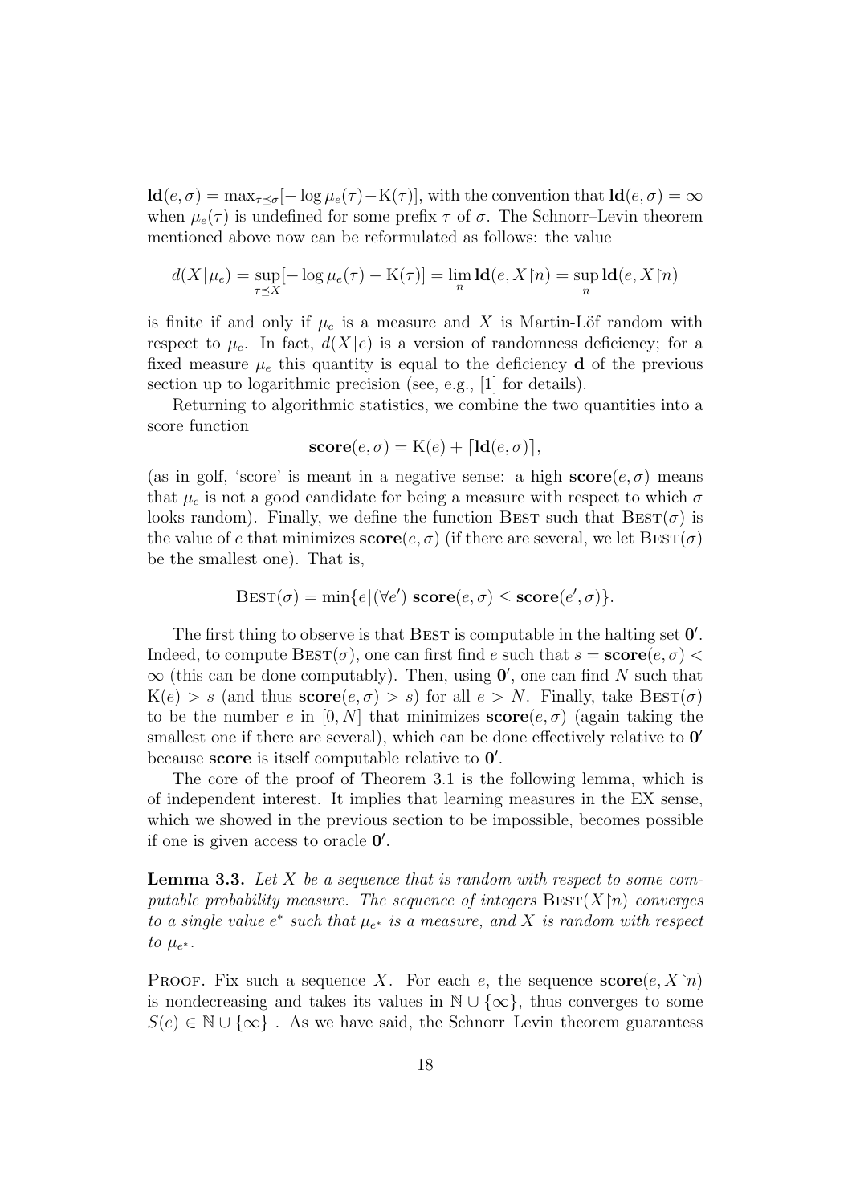$\mathbf{ld}(e, \sigma) = \max_{\tau \preceq \sigma}[-\log \mu_e(\tau) - \mathrm{K}(\tau)]$, with the convention that $\mathbf{ld}(e, \sigma) = \infty$ when $\mu_e(\tau)$ is undefined for some prefix $\tau$ of $\sigma$. The Schnorr–Levin theorem mentioned above now can be reformulated as follows: the value

$$d(X|\mu_e) = \sup_{\tau \preceq X}[-\log \mu_e(\tau) - \mathrm{K}(\tau)] = \lim_n \mathbf{ld}(e, X{\upharpoonright}n) = \sup_n \mathbf{ld}(e, X{\upharpoonright}n)$$

is finite if and only if $\mu_e$ is a measure and $X$ is Martin-Löf random with respect to $\mu_e$. In fact, $d(X|e)$ is a version of randomness deficiency; for a fixed measure $\mu_e$ this quantity is equal to the deficiency $\mathbf{d}$ of the previous section up to logarithmic precision (see, e.g., [1] for details).

Returning to algorithmic statistics, we combine the two quantities into a score function

$$\mathbf{score}(e, \sigma) = \mathrm{K}(e) + \lceil \mathbf{ld}(e, \sigma) \rceil,$$

(as in golf, 'score' is meant in a negative sense: a high $\mathbf{score}(e, \sigma)$ means that $\mu_e$ is not a good candidate for being a measure with respect to which $\sigma$ looks random). Finally, we define the function Best such that $\textsc{Best}(\sigma)$ is the value of $e$ that minimizes $\mathbf{score}(e, \sigma)$ (if there are several, we let $\textsc{Best}(\sigma)$ be the smallest one). That is,

$$\textsc{Best}(\sigma) = \min\{e | (\forall e')\ \mathbf{score}(e, \sigma) \leq \mathbf{score}(e', \sigma)\}.$$

The first thing to observe is that Best is computable in the halting set $\mathbf{0}'$. Indeed, to compute $\textsc{Best}(\sigma)$, one can first find $e$ such that $s = \mathbf{score}(e, \sigma) < \infty$ (this can be done computably). Then, using $\mathbf{0}'$, one can find $N$ such that $\mathrm{K}(e) > s$ (and thus $\mathbf{score}(e, \sigma) > s$) for all $e > N$. Finally, take $\textsc{Best}(\sigma)$ to be the number $e$ in $[0, N]$ that minimizes $\mathbf{score}(e, \sigma)$ (again taking the smallest one if there are several), which can be done effectively relative to $\mathbf{0}'$ because **score** is itself computable relative to $\mathbf{0}'$.

The core of the proof of Theorem 3.1 is the following lemma, which is of independent interest. It implies that learning measures in the EX sense, which we showed in the previous section to be impossible, becomes possible if one is given access to oracle $\mathbf{0}'$.

**Lemma 3.3.** *Let $X$ be a sequence that is random with respect to some computable probability measure. The sequence of integers $\textsc{Best}(X{\upharpoonright}n)$ converges to a single value $e^*$ such that $\mu_{e^*}$ is a measure, and $X$ is random with respect to $\mu_{e^*}$.*

Proof. Fix such a sequence $X$. For each $e$, the sequence $\mathbf{score}(e, X{\upharpoonright}n)$ is nondecreasing and takes its values in $\mathbb{N} \cup \{\infty\}$, thus converges to some $S(e) \in \mathbb{N} \cup \{\infty\}$ . As we have said, the Schnorr–Levin theorem guarantess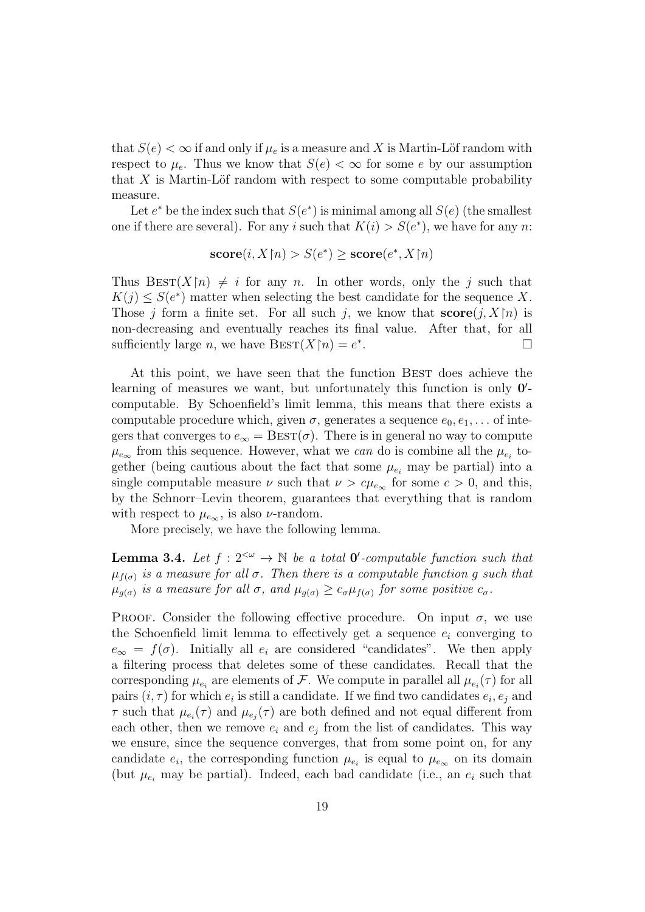that $S(e) < \infty$ if and only if $\mu_e$ is a measure and $X$ is Martin-Löf random with respect to $\mu_e$. Thus we know that $S(e) < \infty$ for some $e$ by our assumption that $X$ is Martin-Löf random with respect to some computable probability measure.

Let $e^*$ be the index such that $S(e^*)$ is minimal among all $S(e)$ (the smallest one if there are several). For any $i$ such that $K(i) > S(e^*)$, we have for any $n$:

$$\mathbf{score}(i, X{\upharpoonright}n) > S(e^*) \geq \mathbf{score}(e^*, X{\upharpoonright}n)$$

Thus $\textsc{Best}(X{\upharpoonright}n) \neq i$ for any $n$. In other words, only the $j$ such that $K(j) \leq S(e^*)$ matter when selecting the best candidate for the sequence $X$. Those $j$ form a finite set. For all such $j$, we know that $\mathbf{score}(j, X{\upharpoonright}n)$ is non-decreasing and eventually reaches its final value. After that, for all sufficiently large $n$, we have $\textsc{Best}(X{\upharpoonright}n) = e^*$. □

At this point, we have seen that the function $\textsc{Best}$ does achieve the learning of measures we want, but unfortunately this function is only $\mathbf{0}'$-computable. By Schoenfield's limit lemma, this means that there exists a computable procedure which, given $\sigma$, generates a sequence $e_0, e_1, \ldots$ of integers that converges to $e_\infty = \textsc{Best}(\sigma)$. There is in general no way to compute $\mu_{e_\infty}$ from this sequence. However, what we *can* do is combine all the $\mu_{e_i}$ together (being cautious about the fact that some $\mu_{e_i}$ may be partial) into a single computable measure $\nu$ such that $\nu > c\mu_{e_\infty}$ for some $c > 0$, and this, by the Schnorr–Levin theorem, guarantees that everything that is random with respect to $\mu_{e_\infty}$, is also $\nu$-random.

More precisely, we have the following lemma.

**Lemma 3.4.** *Let $f : 2^{<\omega} \to \mathbb{N}$ be a total $\mathbf{0}'$-computable function such that $\mu_{f(\sigma)}$ is a measure for all $\sigma$. Then there is a computable function $g$ such that $\mu_{g(\sigma)}$ is a measure for all $\sigma$, and $\mu_{g(\sigma)} \geq c_\sigma \mu_{f(\sigma)}$ for some positive $c_\sigma$.*

Proof. Consider the following effective procedure. On input $\sigma$, we use the Schoenfield limit lemma to effectively get a sequence $e_i$ converging to $e_\infty = f(\sigma)$. Initially all $e_i$ are considered "candidates". We then apply a filtering process that deletes some of these candidates. Recall that the corresponding $\mu_{e_i}$ are elements of $\mathcal{F}$. We compute in parallel all $\mu_{e_i}(\tau)$ for all pairs $(i, \tau)$ for which $e_i$ is still a candidate. If we find two candidates $e_i, e_j$ and $\tau$ such that $\mu_{e_i}(\tau)$ and $\mu_{e_j}(\tau)$ are both defined and not equal different from each other, then we remove $e_i$ and $e_j$ from the list of candidates. This way we ensure, since the sequence converges, that from some point on, for any candidate $e_i$, the corresponding function $\mu_{e_i}$ is equal to $\mu_{e_\infty}$ on its domain (but $\mu_{e_i}$ may be partial). Indeed, each bad candidate (i.e., an $e_i$ such that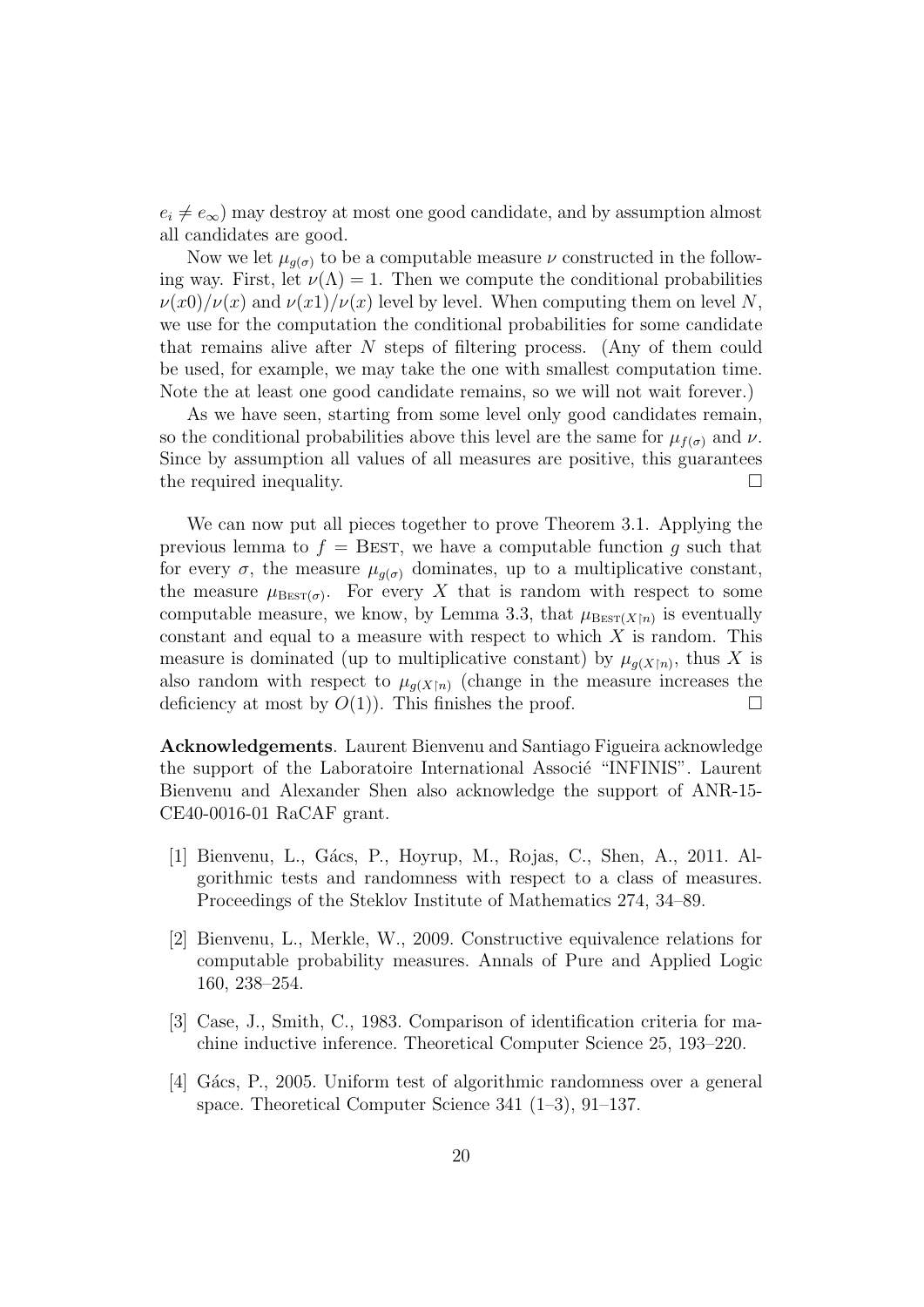$e_i \neq e_\infty$) may destroy at most one good candidate, and by assumption almost all candidates are good.

Now we let $\mu_{g(\sigma)}$ to be a computable measure $\nu$ constructed in the following way. First, let $\nu(\Lambda) = 1$. Then we compute the conditional probabilities $\nu(x0)/\nu(x)$ and $\nu(x1)/\nu(x)$ level by level. When computing them on level $N$, we use for the computation the conditional probabilities for some candidate that remains alive after $N$ steps of filtering process. (Any of them could be used, for example, we may take the one with smallest computation time. Note the at least one good candidate remains, so we will not wait forever.)

As we have seen, starting from some level only good candidates remain, so the conditional probabilities above this level are the same for $\mu_{f(\sigma)}$ and $\nu$. Since by assumption all values of all measures are positive, this guarantees the required inequality. $\square$

We can now put all pieces together to prove Theorem 3.1. Applying the previous lemma to $f = \textsc{Best}$, we have a computable function $g$ such that for every $\sigma$, the measure $\mu_{g(\sigma)}$ dominates, up to a multiplicative constant, the measure $\mu_{\textsc{Best}(\sigma)}$. For every $X$ that is random with respect to some computable measure, we know, by Lemma 3.3, that $\mu_{\textsc{Best}(X\restriction n)}$ is eventually constant and equal to a measure with respect to which $X$ is random. This measure is dominated (up to multiplicative constant) by $\mu_{g(X\restriction n)}$, thus $X$ is also random with respect to $\mu_{g(X\restriction n)}$ (change in the measure increases the deficiency at most by $O(1)$). This finishes the proof. $\square$

**Acknowledgements**. Laurent Bienvenu and Santiago Figueira acknowledge the support of the Laboratoire International Associé "INFINIS". Laurent Bienvenu and Alexander Shen also acknowledge the support of ANR-15-CE40-0016-01 RaCAF grant.

[1] Bienvenu, L., Gács, P., Hoyrup, M., Rojas, C., Shen, A., 2011. Algorithmic tests and randomness with respect to a class of measures. Proceedings of the Steklov Institute of Mathematics 274, 34–89.

[2] Bienvenu, L., Merkle, W., 2009. Constructive equivalence relations for computable probability measures. Annals of Pure and Applied Logic 160, 238–254.

[3] Case, J., Smith, C., 1983. Comparison of identification criteria for machine inductive inference. Theoretical Computer Science 25, 193–220.

[4] Gács, P., 2005. Uniform test of algorithmic randomness over a general space. Theoretical Computer Science 341 (1–3), 91–137.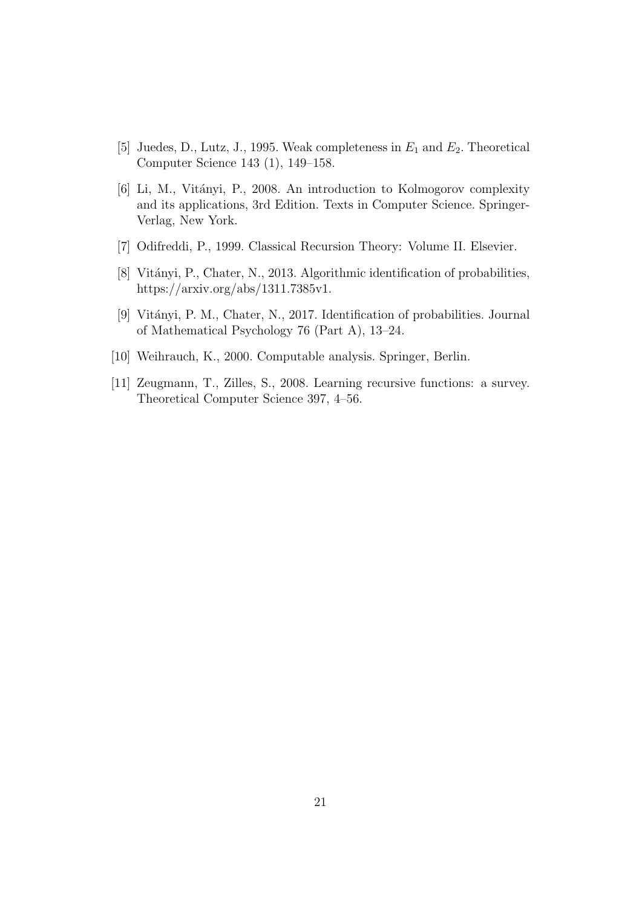[5] Juedes, D., Lutz, J., 1995. Weak completeness in $E_1$ and $E_2$. Theoretical Computer Science 143 (1), 149–158.

[6] Li, M., Vitányi, P., 2008. An introduction to Kolmogorov complexity and its applications, 3rd Edition. Texts in Computer Science. Springer-Verlag, New York.

[7] Odifreddi, P., 1999. Classical Recursion Theory: Volume II. Elsevier.

[8] Vitányi, P., Chater, N., 2013. Algorithmic identification of probabilities, https://arxiv.org/abs/1311.7385v1.

[9] Vitányi, P. M., Chater, N., 2017. Identification of probabilities. Journal of Mathematical Psychology 76 (Part A), 13–24.

[10] Weihrauch, K., 2000. Computable analysis. Springer, Berlin.

[11] Zeugmann, T., Zilles, S., 2008. Learning recursive functions: a survey. Theoretical Computer Science 397, 4–56.